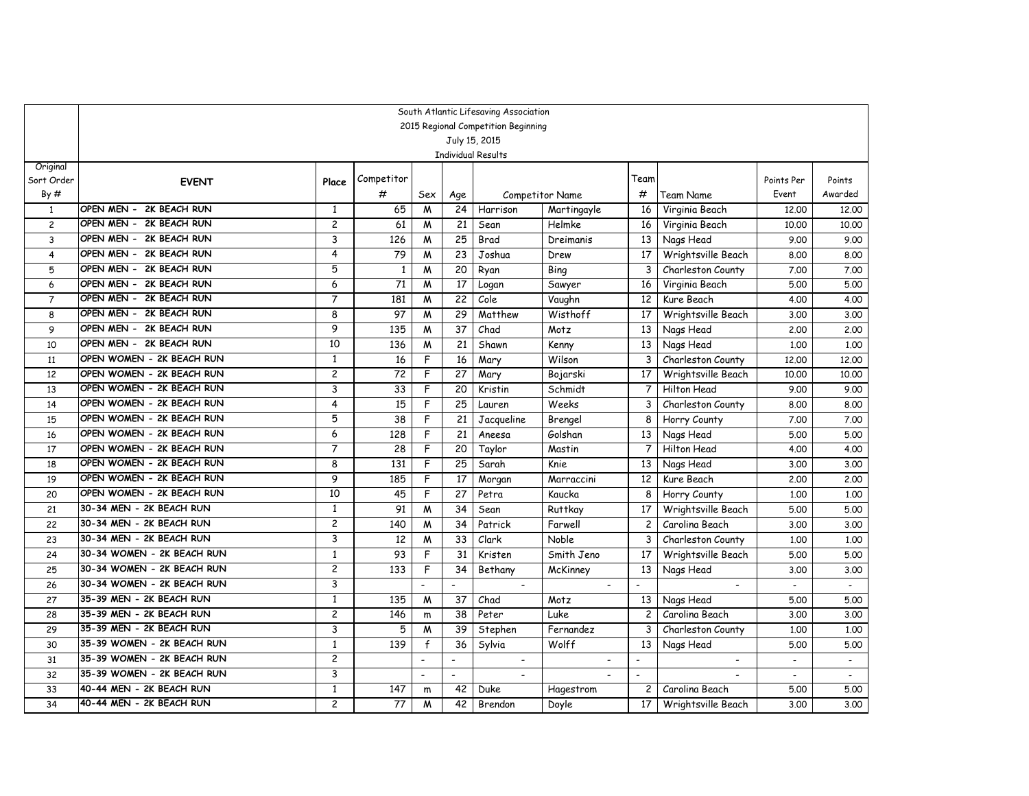South Atlantic Lifesaving Association

2015 Regional Competition Beginning

July 15, 2015

Individual Results

| Original Sort Order By # | EVENT | Place | Competitor # | Sex | Age | Competitor Name | | Team # | Team Name | Points Per Event | Points Awarded |
|---|---|---|---|---|---|---|---|---|---|---|---|
| 1 | OPEN MEN - 2K BEACH RUN | 1 | 65 | M | 24 | Harrison | Martingayle | 16 | Virginia Beach | 12.00 | 12.00 |
| 2 | OPEN MEN - 2K BEACH RUN | 2 | 61 | M | 21 | Sean | Helmke | 16 | Virginia Beach | 10.00 | 10.00 |
| 3 | OPEN MEN - 2K BEACH RUN | 3 | 126 | M | 25 | Brad | Dreimanis | 13 | Nags Head | 9.00 | 9.00 |
| 4 | OPEN MEN - 2K BEACH RUN | 4 | 79 | M | 23 | Joshua | Drew | 17 | Wrightsville Beach | 8.00 | 8.00 |
| 5 | OPEN MEN - 2K BEACH RUN | 5 | 1 | M | 20 | Ryan | Bing | 3 | Charleston County | 7.00 | 7.00 |
| 6 | OPEN MEN - 2K BEACH RUN | 6 | 71 | M | 17 | Logan | Sawyer | 16 | Virginia Beach | 5.00 | 5.00 |
| 7 | OPEN MEN - 2K BEACH RUN | 7 | 181 | M | 22 | Cole | Vaughn | 12 | Kure Beach | 4.00 | 4.00 |
| 8 | OPEN MEN - 2K BEACH RUN | 8 | 97 | M | 29 | Matthew | Wisthoff | 17 | Wrightsville Beach | 3.00 | 3.00 |
| 9 | OPEN MEN - 2K BEACH RUN | 9 | 135 | M | 37 | Chad | Motz | 13 | Nags Head | 2.00 | 2.00 |
| 10 | OPEN MEN - 2K BEACH RUN | 10 | 136 | M | 21 | Shawn | Kenny | 13 | Nags Head | 1.00 | 1.00 |
| 11 | OPEN WOMEN - 2K BEACH RUN | 1 | 16 | F | 16 | Mary | Wilson | 3 | Charleston County | 12.00 | 12.00 |
| 12 | OPEN WOMEN - 2K BEACH RUN | 2 | 72 | F | 27 | Mary | Bojarski | 17 | Wrightsville Beach | 10.00 | 10.00 |
| 13 | OPEN WOMEN - 2K BEACH RUN | 3 | 33 | F | 20 | Kristin | Schmidt | 7 | Hilton Head | 9.00 | 9.00 |
| 14 | OPEN WOMEN - 2K BEACH RUN | 4 | 15 | F | 25 | Lauren | Weeks | 3 | Charleston County | 8.00 | 8.00 |
| 15 | OPEN WOMEN - 2K BEACH RUN | 5 | 38 | F | 21 | Jacqueline | Brengel | 8 | Horry County | 7.00 | 7.00 |
| 16 | OPEN WOMEN - 2K BEACH RUN | 6 | 128 | F | 21 | Aneesa | Golshan | 13 | Nags Head | 5.00 | 5.00 |
| 17 | OPEN WOMEN - 2K BEACH RUN | 7 | 28 | F | 20 | Taylor | Mastin | 7 | Hilton Head | 4.00 | 4.00 |
| 18 | OPEN WOMEN - 2K BEACH RUN | 8 | 131 | F | 25 | Sarah | Knie | 13 | Nags Head | 3.00 | 3.00 |
| 19 | OPEN WOMEN - 2K BEACH RUN | 9 | 185 | F | 17 | Morgan | Marraccini | 12 | Kure Beach | 2.00 | 2.00 |
| 20 | OPEN WOMEN - 2K BEACH RUN | 10 | 45 | F | 27 | Petra | Kaucka | 8 | Horry County | 1.00 | 1.00 |
| 21 | 30-34 MEN - 2K BEACH RUN | 1 | 91 | M | 34 | Sean | Ruttkay | 17 | Wrightsville Beach | 5.00 | 5.00 |
| 22 | 30-34 MEN - 2K BEACH RUN | 2 | 140 | M | 34 | Patrick | Farwell | 2 | Carolina Beach | 3.00 | 3.00 |
| 23 | 30-34 MEN - 2K BEACH RUN | 3 | 12 | M | 33 | Clark | Noble | 3 | Charleston County | 1.00 | 1.00 |
| 24 | 30-34 WOMEN - 2K BEACH RUN | 1 | 93 | F | 31 | Kristen | Smith Jeno | 17 | Wrightsville Beach | 5.00 | 5.00 |
| 25 | 30-34 WOMEN - 2K BEACH RUN | 2 | 133 | F | 34 | Bethany | McKinney | 13 | Nags Head | 3.00 | 3.00 |
| 26 | 30-34 WOMEN - 2K BEACH RUN | 3 | | - | - | - | - | - | - | - | - |
| 27 | 35-39 MEN - 2K BEACH RUN | 1 | 135 | M | 37 | Chad | Motz | 13 | Nags Head | 5.00 | 5.00 |
| 28 | 35-39 MEN - 2K BEACH RUN | 2 | 146 | m | 38 | Peter | Luke | 2 | Carolina Beach | 3.00 | 3.00 |
| 29 | 35-39 MEN - 2K BEACH RUN | 3 | 5 | M | 39 | Stephen | Fernandez | 3 | Charleston County | 1.00 | 1.00 |
| 30 | 35-39 WOMEN - 2K BEACH RUN | 1 | 139 | f | 36 | Sylvia | Wolff | 13 | Nags Head | 5.00 | 5.00 |
| 31 | 35-39 WOMEN - 2K BEACH RUN | 2 | | - | - | - | - | - | - | - | - |
| 32 | 35-39 WOMEN - 2K BEACH RUN | 3 | | - | - | - | - | - | - | - | - |
| 33 | 40-44 MEN - 2K BEACH RUN | 1 | 147 | m | 42 | Duke | Hagestrom | 2 | Carolina Beach | 5.00 | 5.00 |
| 34 | 40-44 MEN - 2K BEACH RUN | 2 | 77 | M | 42 | Brendon | Doyle | 17 | Wrightsville Beach | 3.00 | 3.00 |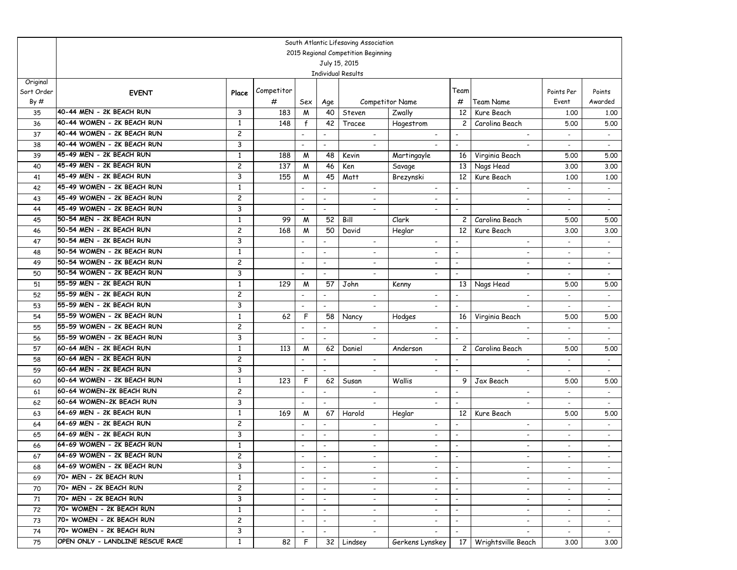South Atlantic Lifesaving Association
2015 Regional Competition Beginning
July 15, 2015
Individual Results

| Original Sort Order By # | EVENT | Place | Competitor # | Sex | Age | Competitor Name | | Team # | Team Name | Points Per Event | Points Awarded |
|---|---|---|---|---|---|---|---|---|---|---|---|
| 35 | 40-44 MEN - 2K BEACH RUN | 3 | 183 | M | 40 | Steven | Zwally | 12 | Kure Beach | 1.00 | 1.00 |
| 36 | 40-44 WOMEN - 2K BEACH RUN | 1 | 148 | f | 42 | Tracee | Hagestrom | 2 | Carolina Beach | 5.00 | 5.00 |
| 37 | 40-44 WOMEN - 2K BEACH RUN | 2 | | - | - | - | - | - | - | - | - |
| 38 | 40-44 WOMEN - 2K BEACH RUN | 3 | | - | - | - | - | - | - | - | - |
| 39 | 45-49 MEN - 2K BEACH RUN | 1 | 188 | M | 48 | Kevin | Martingayle | 16 | Virginia Beach | 5.00 | 5.00 |
| 40 | 45-49 MEN - 2K BEACH RUN | 2 | 137 | M | 46 | Ken | Savage | 13 | Nags Head | 3.00 | 3.00 |
| 41 | 45-49 MEN - 2K BEACH RUN | 3 | 155 | M | 45 | Matt | Brezynski | 12 | Kure Beach | 1.00 | 1.00 |
| 42 | 45-49 WOMEN - 2K BEACH RUN | 1 | | - | - | - | - | - | - | - | - |
| 43 | 45-49 WOMEN - 2K BEACH RUN | 2 | | - | - | - | - | - | - | - | - |
| 44 | 45-49 WOMEN - 2K BEACH RUN | 3 | | - | - | - | - | - | - | - | - |
| 45 | 50-54 MEN - 2K BEACH RUN | 1 | 99 | M | 52 | Bill | Clark | 2 | Carolina Beach | 5.00 | 5.00 |
| 46 | 50-54 MEN - 2K BEACH RUN | 2 | 168 | M | 50 | David | Heglar | 12 | Kure Beach | 3.00 | 3.00 |
| 47 | 50-54 MEN - 2K BEACH RUN | 3 | | - | - | - | - | - | - | - | - |
| 48 | 50-54 WOMEN - 2K BEACH RUN | 1 | | - | - | - | - | - | - | - | - |
| 49 | 50-54 WOMEN - 2K BEACH RUN | 2 | | - | - | - | - | - | - | - | - |
| 50 | 50-54 WOMEN - 2K BEACH RUN | 3 | | - | - | - | - | - | - | - | - |
| 51 | 55-59 MEN - 2K BEACH RUN | 1 | 129 | M | 57 | John | Kenny | 13 | Nags Head | 5.00 | 5.00 |
| 52 | 55-59 MEN - 2K BEACH RUN | 2 | | - | - | - | - | - | - | - | - |
| 53 | 55-59 MEN - 2K BEACH RUN | 3 | | - | - | - | - | - | - | - | - |
| 54 | 55-59 WOMEN - 2K BEACH RUN | 1 | 62 | F | 58 | Nancy | Hodges | 16 | Virginia Beach | 5.00 | 5.00 |
| 55 | 55-59 WOMEN - 2K BEACH RUN | 2 | | - | - | - | - | - | - | - | - |
| 56 | 55-59 WOMEN - 2K BEACH RUN | 3 | | - | - | - | - | - | - | - | - |
| 57 | 60-64 MEN - 2K BEACH RUN | 1 | 113 | M | 62 | Daniel | Anderson | 2 | Carolina Beach | 5.00 | 5.00 |
| 58 | 60-64 MEN - 2K BEACH RUN | 2 | | - | - | - | - | - | - | - | - |
| 59 | 60-64 MEN - 2K BEACH RUN | 3 | | - | - | - | - | - | - | - | - |
| 60 | 60-64 WOMEN - 2K BEACH RUN | 1 | 123 | F | 62 | Susan | Wallis | 9 | Jax Beach | 5.00 | 5.00 |
| 61 | 60-64 WOMEN-2K BEACH RUN | 2 | | - | - | - | - | - | - | - | - |
| 62 | 60-64 WOMEN-2K BEACH RUN | 3 | | - | - | - | - | - | - | - | - |
| 63 | 64-69 MEN - 2K BEACH RUN | 1 | 169 | M | 67 | Harold | Heglar | 12 | Kure Beach | 5.00 | 5.00 |
| 64 | 64-69 MEN - 2K BEACH RUN | 2 | | - | - | - | - | - | - | - | - |
| 65 | 64-69 MEN - 2K BEACH RUN | 3 | | - | - | - | - | - | - | - | - |
| 66 | 64-69 WOMEN - 2K BEACH RUN | 1 | | - | - | - | - | - | - | - | - |
| 67 | 64-69 WOMEN - 2K BEACH RUN | 2 | | - | - | - | - | - | - | - | - |
| 68 | 64-69 WOMEN - 2K BEACH RUN | 3 | | - | - | - | - | - | - | - | - |
| 69 | 70+ MEN - 2K BEACH RUN | 1 | | - | - | - | - | - | - | - | - |
| 70 | 70+ MEN - 2K BEACH RUN | 2 | | - | - | - | - | - | - | - | - |
| 71 | 70+ MEN - 2K BEACH RUN | 3 | | - | - | - | - | - | - | - | - |
| 72 | 70+ WOMEN - 2K BEACH RUN | 1 | | - | - | - | - | - | - | - | - |
| 73 | 70+ WOMEN - 2K BEACH RUN | 2 | | - | - | - | - | - | - | - | - |
| 74 | 70+ WOMEN - 2K BEACH RUN | 3 | | - | - | - | - | - | - | - | - |
| 75 | OPEN ONLY - LANDLINE RESCUE RACE | 1 | 82 | F | 32 | Lindsey | Gerkens Lynskey | 17 | Wrightsville Beach | 3.00 | 3.00 |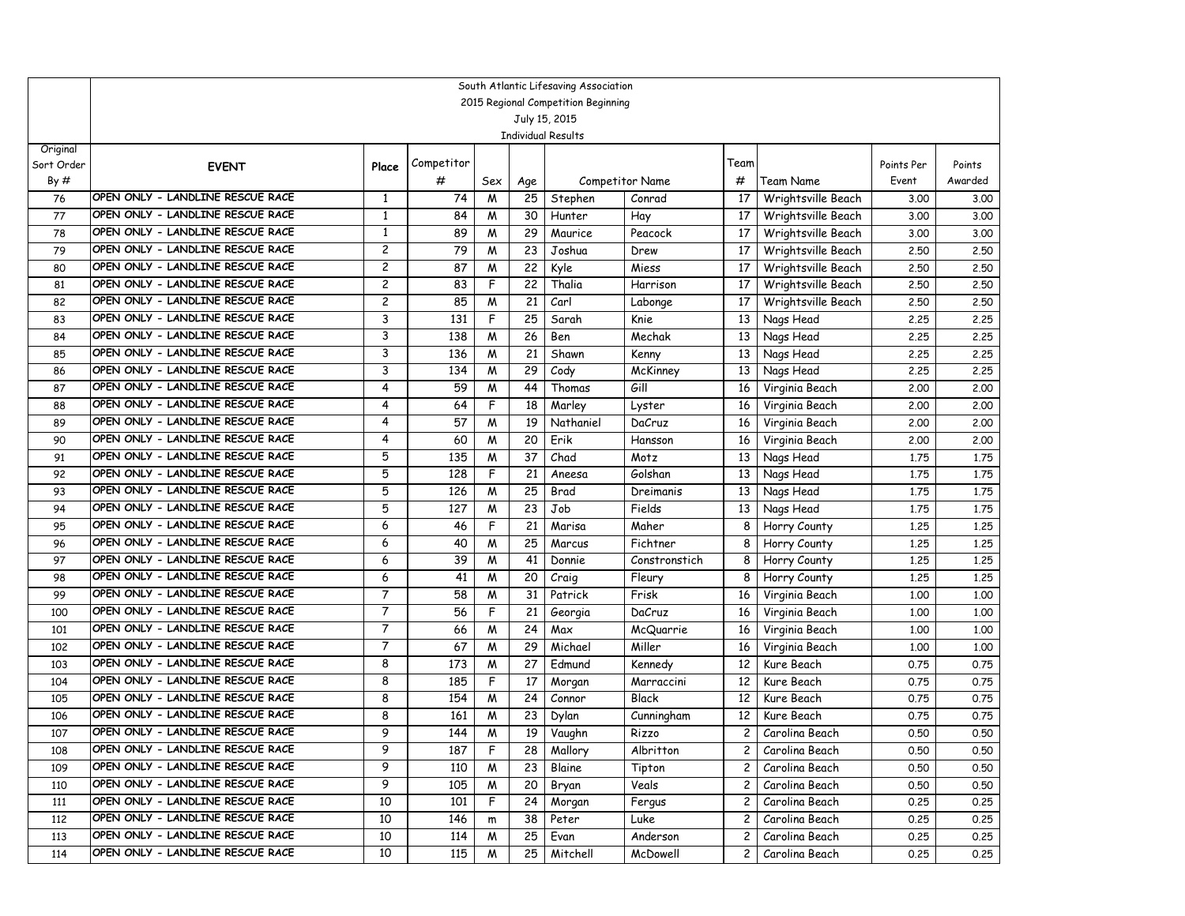South Atlantic Lifesaving Association
2015 Regional Competition Beginning
July 15, 2015
Individual Results

| Original Sort Order By # | EVENT | Place | Competitor # | Sex | Age | Competitor Name | | Team # | Team Name | Points Per Event | Points Awarded |
|---|---|---|---|---|---|---|---|---|---|---|---|
| 76 | OPEN ONLY - LANDLINE RESCUE RACE | 1 | 74 | M | 25 | Stephen | Conrad | 17 | Wrightsville Beach | 3.00 | 3.00 |
| 77 | OPEN ONLY - LANDLINE RESCUE RACE | 1 | 84 | M | 30 | Hunter | Hay | 17 | Wrightsville Beach | 3.00 | 3.00 |
| 78 | OPEN ONLY - LANDLINE RESCUE RACE | 1 | 89 | M | 29 | Maurice | Peacock | 17 | Wrightsville Beach | 3.00 | 3.00 |
| 79 | OPEN ONLY - LANDLINE RESCUE RACE | 2 | 79 | M | 23 | Joshua | Drew | 17 | Wrightsville Beach | 2.50 | 2.50 |
| 80 | OPEN ONLY - LANDLINE RESCUE RACE | 2 | 87 | M | 22 | Kyle | Miess | 17 | Wrightsville Beach | 2.50 | 2.50 |
| 81 | OPEN ONLY - LANDLINE RESCUE RACE | 2 | 83 | F | 22 | Thalia | Harrison | 17 | Wrightsville Beach | 2.50 | 2.50 |
| 82 | OPEN ONLY - LANDLINE RESCUE RACE | 2 | 85 | M | 21 | Carl | Labonge | 17 | Wrightsville Beach | 2.50 | 2.50 |
| 83 | OPEN ONLY - LANDLINE RESCUE RACE | 3 | 131 | F | 25 | Sarah | Knie | 13 | Nags Head | 2.25 | 2.25 |
| 84 | OPEN ONLY - LANDLINE RESCUE RACE | 3 | 138 | M | 26 | Ben | Mechak | 13 | Nags Head | 2.25 | 2.25 |
| 85 | OPEN ONLY - LANDLINE RESCUE RACE | 3 | 136 | M | 21 | Shawn | Kenny | 13 | Nags Head | 2.25 | 2.25 |
| 86 | OPEN ONLY - LANDLINE RESCUE RACE | 3 | 134 | M | 29 | Cody | McKinney | 13 | Nags Head | 2.25 | 2.25 |
| 87 | OPEN ONLY - LANDLINE RESCUE RACE | 4 | 59 | M | 44 | Thomas | Gill | 16 | Virginia Beach | 2.00 | 2.00 |
| 88 | OPEN ONLY - LANDLINE RESCUE RACE | 4 | 64 | F | 18 | Marley | Lyster | 16 | Virginia Beach | 2.00 | 2.00 |
| 89 | OPEN ONLY - LANDLINE RESCUE RACE | 4 | 57 | M | 19 | Nathaniel | DaCruz | 16 | Virginia Beach | 2.00 | 2.00 |
| 90 | OPEN ONLY - LANDLINE RESCUE RACE | 4 | 60 | M | 20 | Erik | Hansson | 16 | Virginia Beach | 2.00 | 2.00 |
| 91 | OPEN ONLY - LANDLINE RESCUE RACE | 5 | 135 | M | 37 | Chad | Motz | 13 | Nags Head | 1.75 | 1.75 |
| 92 | OPEN ONLY - LANDLINE RESCUE RACE | 5 | 128 | F | 21 | Aneesa | Golshan | 13 | Nags Head | 1.75 | 1.75 |
| 93 | OPEN ONLY - LANDLINE RESCUE RACE | 5 | 126 | M | 25 | Brad | Dreimanis | 13 | Nags Head | 1.75 | 1.75 |
| 94 | OPEN ONLY - LANDLINE RESCUE RACE | 5 | 127 | M | 23 | Job | Fields | 13 | Nags Head | 1.75 | 1.75 |
| 95 | OPEN ONLY - LANDLINE RESCUE RACE | 6 | 46 | F | 21 | Marisa | Maher | 8 | Horry County | 1.25 | 1.25 |
| 96 | OPEN ONLY - LANDLINE RESCUE RACE | 6 | 40 | M | 25 | Marcus | Fichtner | 8 | Horry County | 1.25 | 1.25 |
| 97 | OPEN ONLY - LANDLINE RESCUE RACE | 6 | 39 | M | 41 | Donnie | Constronstich | 8 | Horry County | 1.25 | 1.25 |
| 98 | OPEN ONLY - LANDLINE RESCUE RACE | 6 | 41 | M | 20 | Craig | Fleury | 8 | Horry County | 1.25 | 1.25 |
| 99 | OPEN ONLY - LANDLINE RESCUE RACE | 7 | 58 | M | 31 | Patrick | Frisk | 16 | Virginia Beach | 1.00 | 1.00 |
| 100 | OPEN ONLY - LANDLINE RESCUE RACE | 7 | 56 | F | 21 | Georgia | DaCruz | 16 | Virginia Beach | 1.00 | 1.00 |
| 101 | OPEN ONLY - LANDLINE RESCUE RACE | 7 | 66 | M | 24 | Max | McQuarrie | 16 | Virginia Beach | 1.00 | 1.00 |
| 102 | OPEN ONLY - LANDLINE RESCUE RACE | 7 | 67 | M | 29 | Michael | Miller | 16 | Virginia Beach | 1.00 | 1.00 |
| 103 | OPEN ONLY - LANDLINE RESCUE RACE | 8 | 173 | M | 27 | Edmund | Kennedy | 12 | Kure Beach | 0.75 | 0.75 |
| 104 | OPEN ONLY - LANDLINE RESCUE RACE | 8 | 185 | F | 17 | Morgan | Marraccini | 12 | Kure Beach | 0.75 | 0.75 |
| 105 | OPEN ONLY - LANDLINE RESCUE RACE | 8 | 154 | M | 24 | Connor | Black | 12 | Kure Beach | 0.75 | 0.75 |
| 106 | OPEN ONLY - LANDLINE RESCUE RACE | 8 | 161 | M | 23 | Dylan | Cunningham | 12 | Kure Beach | 0.75 | 0.75 |
| 107 | OPEN ONLY - LANDLINE RESCUE RACE | 9 | 144 | M | 19 | Vaughn | Rizzo | 2 | Carolina Beach | 0.50 | 0.50 |
| 108 | OPEN ONLY - LANDLINE RESCUE RACE | 9 | 187 | F | 28 | Mallory | Albritton | 2 | Carolina Beach | 0.50 | 0.50 |
| 109 | OPEN ONLY - LANDLINE RESCUE RACE | 9 | 110 | M | 23 | Blaine | Tipton | 2 | Carolina Beach | 0.50 | 0.50 |
| 110 | OPEN ONLY - LANDLINE RESCUE RACE | 9 | 105 | M | 20 | Bryan | Veals | 2 | Carolina Beach | 0.50 | 0.50 |
| 111 | OPEN ONLY - LANDLINE RESCUE RACE | 10 | 101 | F | 24 | Morgan | Fergus | 2 | Carolina Beach | 0.25 | 0.25 |
| 112 | OPEN ONLY - LANDLINE RESCUE RACE | 10 | 146 | m | 38 | Peter | Luke | 2 | Carolina Beach | 0.25 | 0.25 |
| 113 | OPEN ONLY - LANDLINE RESCUE RACE | 10 | 114 | M | 25 | Evan | Anderson | 2 | Carolina Beach | 0.25 | 0.25 |
| 114 | OPEN ONLY - LANDLINE RESCUE RACE | 10 | 115 | M | 25 | Mitchell | McDowell | 2 | Carolina Beach | 0.25 | 0.25 |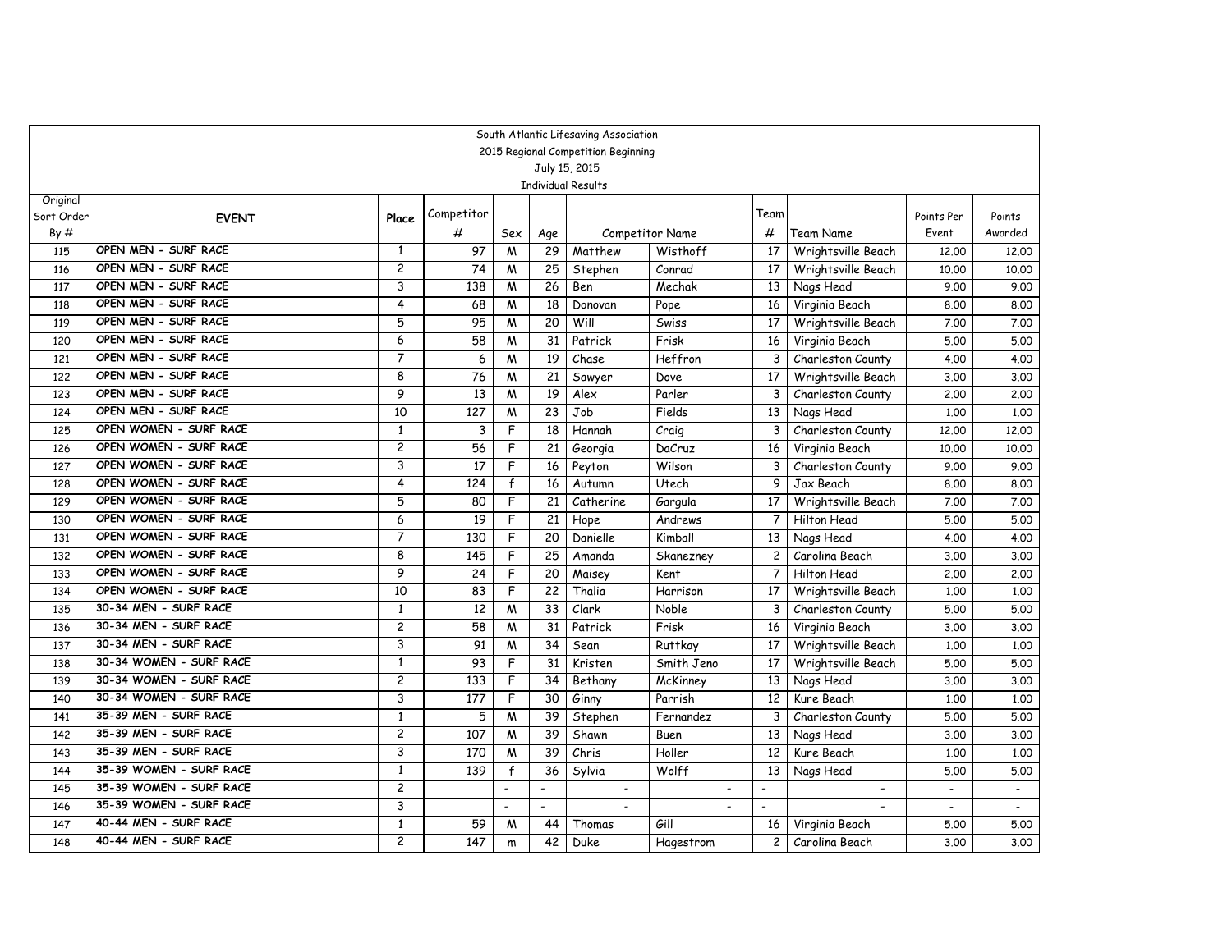| Original Sort Order By # | South Atlantic Lifesaving Association 2015 Regional Competition Beginning July 15, 2015 Individual Results | | | | | | | | | | |
|---|---|---|---|---|---|---|---|---|---|---|---|
| | EVENT | Place | Competitor # | Sex | Age | Competitor Name | | Team # | Team Name | Points Per Event | Points Awarded |
| 115 | OPEN MEN - SURF RACE | 1 | 97 | M | 29 | Matthew | Wisthoff | 17 | Wrightsville Beach | 12.00 | 12.00 |
| 116 | OPEN MEN - SURF RACE | 2 | 74 | M | 25 | Stephen | Conrad | 17 | Wrightsville Beach | 10.00 | 10.00 |
| 117 | OPEN MEN - SURF RACE | 3 | 138 | M | 26 | Ben | Mechak | 13 | Nags Head | 9.00 | 9.00 |
| 118 | OPEN MEN - SURF RACE | 4 | 68 | M | 18 | Donovan | Pope | 16 | Virginia Beach | 8.00 | 8.00 |
| 119 | OPEN MEN - SURF RACE | 5 | 95 | M | 20 | Will | Swiss | 17 | Wrightsville Beach | 7.00 | 7.00 |
| 120 | OPEN MEN - SURF RACE | 6 | 58 | M | 31 | Patrick | Frisk | 16 | Virginia Beach | 5.00 | 5.00 |
| 121 | OPEN MEN - SURF RACE | 7 | 6 | M | 19 | Chase | Heffron | 3 | Charleston County | 4.00 | 4.00 |
| 122 | OPEN MEN - SURF RACE | 8 | 76 | M | 21 | Sawyer | Dove | 17 | Wrightsville Beach | 3.00 | 3.00 |
| 123 | OPEN MEN - SURF RACE | 9 | 13 | M | 19 | Alex | Parler | 3 | Charleston County | 2.00 | 2.00 |
| 124 | OPEN MEN - SURF RACE | 10 | 127 | M | 23 | Job | Fields | 13 | Nags Head | 1.00 | 1.00 |
| 125 | OPEN WOMEN - SURF RACE | 1 | 3 | F | 18 | Hannah | Craig | 3 | Charleston County | 12.00 | 12.00 |
| 126 | OPEN WOMEN - SURF RACE | 2 | 56 | F | 21 | Georgia | DaCruz | 16 | Virginia Beach | 10.00 | 10.00 |
| 127 | OPEN WOMEN - SURF RACE | 3 | 17 | F | 16 | Peyton | Wilson | 3 | Charleston County | 9.00 | 9.00 |
| 128 | OPEN WOMEN - SURF RACE | 4 | 124 | f | 16 | Autumn | Utech | 9 | Jax Beach | 8.00 | 8.00 |
| 129 | OPEN WOMEN - SURF RACE | 5 | 80 | F | 21 | Catherine | Gargula | 17 | Wrightsville Beach | 7.00 | 7.00 |
| 130 | OPEN WOMEN - SURF RACE | 6 | 19 | F | 21 | Hope | Andrews | 7 | Hilton Head | 5.00 | 5.00 |
| 131 | OPEN WOMEN - SURF RACE | 7 | 130 | F | 20 | Danielle | Kimball | 13 | Nags Head | 4.00 | 4.00 |
| 132 | OPEN WOMEN - SURF RACE | 8 | 145 | F | 25 | Amanda | Skanezney | 2 | Carolina Beach | 3.00 | 3.00 |
| 133 | OPEN WOMEN - SURF RACE | 9 | 24 | F | 20 | Maisey | Kent | 7 | Hilton Head | 2.00 | 2.00 |
| 134 | OPEN WOMEN - SURF RACE | 10 | 83 | F | 22 | Thalia | Harrison | 17 | Wrightsville Beach | 1.00 | 1.00 |
| 135 | 30-34 MEN - SURF RACE | 1 | 12 | M | 33 | Clark | Noble | 3 | Charleston County | 5.00 | 5.00 |
| 136 | 30-34 MEN - SURF RACE | 2 | 58 | M | 31 | Patrick | Frisk | 16 | Virginia Beach | 3.00 | 3.00 |
| 137 | 30-34 MEN - SURF RACE | 3 | 91 | M | 34 | Sean | Ruttkay | 17 | Wrightsville Beach | 1.00 | 1.00 |
| 138 | 30-34 WOMEN - SURF RACE | 1 | 93 | F | 31 | Kristen | Smith Jeno | 17 | Wrightsville Beach | 5.00 | 5.00 |
| 139 | 30-34 WOMEN - SURF RACE | 2 | 133 | F | 34 | Bethany | McKinney | 13 | Nags Head | 3.00 | 3.00 |
| 140 | 30-34 WOMEN - SURF RACE | 3 | 177 | F | 30 | Ginny | Parrish | 12 | Kure Beach | 1.00 | 1.00 |
| 141 | 35-39 MEN - SURF RACE | 1 | 5 | M | 39 | Stephen | Fernandez | 3 | Charleston County | 5.00 | 5.00 |
| 142 | 35-39 MEN - SURF RACE | 2 | 107 | M | 39 | Shawn | Buen | 13 | Nags Head | 3.00 | 3.00 |
| 143 | 35-39 MEN - SURF RACE | 3 | 170 | M | 39 | Chris | Holler | 12 | Kure Beach | 1.00 | 1.00 |
| 144 | 35-39 WOMEN - SURF RACE | 1 | 139 | f | 36 | Sylvia | Wolff | 13 | Nags Head | 5.00 | 5.00 |
| 145 | 35-39 WOMEN - SURF RACE | 2 | | - | - | - | - | - | - | - | - |
| 146 | 35-39 WOMEN - SURF RACE | 3 | | - | - | - | - | - | - | - | - |
| 147 | 40-44 MEN - SURF RACE | 1 | 59 | M | 44 | Thomas | Gill | 16 | Virginia Beach | 5.00 | 5.00 |
| 148 | 40-44 MEN - SURF RACE | 2 | 147 | m | 42 | Duke | Hagestrom | 2 | Carolina Beach | 3.00 | 3.00 |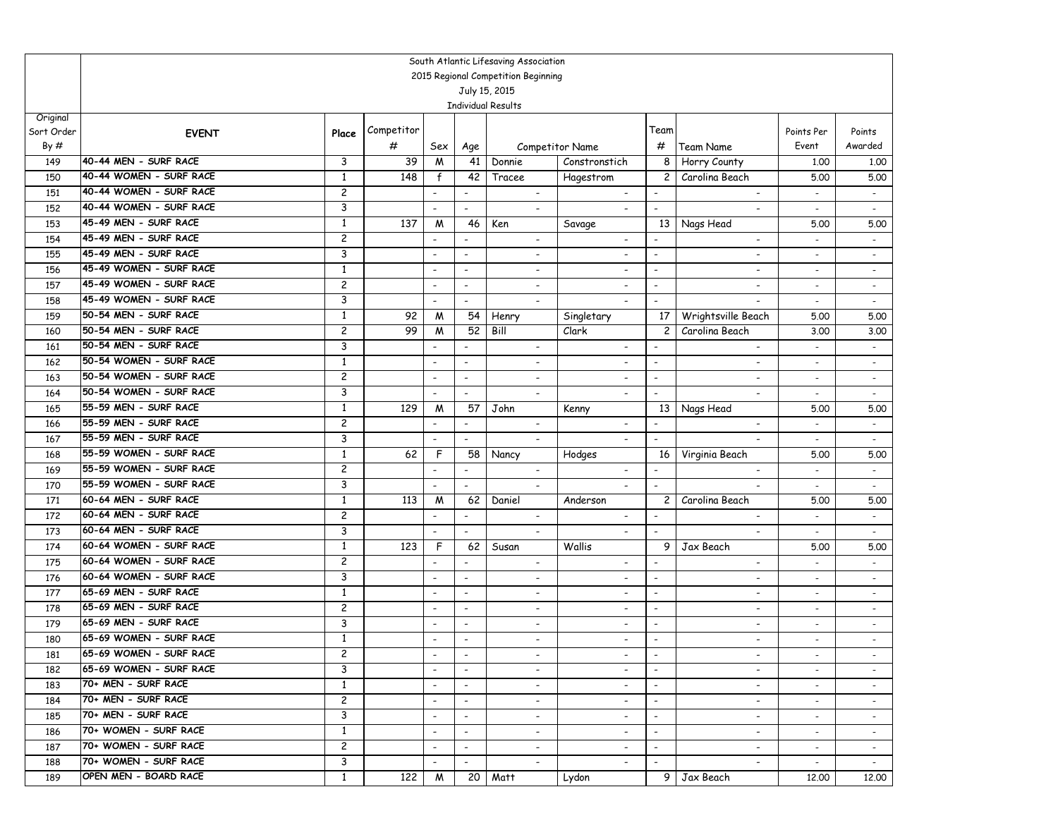| | South Atlantic Lifesaving Association<br>2015 Regional Competition Beginning<br>July 15, 2015<br>Individual Results | | | | | | | | | | | |
|---|---|---|---|---|---|---|---|---|---|---|---|---|
| Original Sort Order By # | EVENT | Place | Competitor # | Sex | Age | Competitor Name | | Team # | Team Name | Points Per Event | Points Awarded |
| 149 | 40-44 MEN - SURF RACE | 3 | 39 | M | 41 | Donnie | Constronstich | 8 | Horry County | 1.00 | 1.00 |
| 150 | 40-44 WOMEN - SURF RACE | 1 | 148 | f | 42 | Tracee | Hagestrom | 2 | Carolina Beach | 5.00 | 5.00 |
| 151 | 40-44 WOMEN - SURF RACE | 2 | | - | - | - | - | - | - | - | - |
| 152 | 40-44 WOMEN - SURF RACE | 3 | | - | - | - | - | - | - | - | - |
| 153 | 45-49 MEN - SURF RACE | 1 | 137 | M | 46 | Ken | Savage | 13 | Nags Head | 5.00 | 5.00 |
| 154 | 45-49 MEN - SURF RACE | 2 | | - | - | - | - | - | - | - | - |
| 155 | 45-49 MEN - SURF RACE | 3 | | - | - | - | - | - | - | - | - |
| 156 | 45-49 WOMEN - SURF RACE | 1 | | - | - | - | - | - | - | - | - |
| 157 | 45-49 WOMEN - SURF RACE | 2 | | - | - | - | - | - | - | - | - |
| 158 | 45-49 WOMEN - SURF RACE | 3 | | - | - | - | - | - | - | - | - |
| 159 | 50-54 MEN - SURF RACE | 1 | 92 | M | 54 | Henry | Singletary | 17 | Wrightsville Beach | 5.00 | 5.00 |
| 160 | 50-54 MEN - SURF RACE | 2 | 99 | M | 52 | Bill | Clark | 2 | Carolina Beach | 3.00 | 3.00 |
| 161 | 50-54 MEN - SURF RACE | 3 | | - | - | - | - | - | - | - | - |
| 162 | 50-54 WOMEN - SURF RACE | 1 | | - | - | - | - | - | - | - | - |
| 163 | 50-54 WOMEN - SURF RACE | 2 | | - | - | - | - | - | - | - | - |
| 164 | 50-54 WOMEN - SURF RACE | 3 | | - | - | - | - | - | - | - | - |
| 165 | 55-59 MEN - SURF RACE | 1 | 129 | M | 57 | John | Kenny | 13 | Nags Head | 5.00 | 5.00 |
| 166 | 55-59 MEN - SURF RACE | 2 | | - | - | - | - | - | - | - | - |
| 167 | 55-59 MEN - SURF RACE | 3 | | - | - | - | - | - | - | - | - |
| 168 | 55-59 WOMEN - SURF RACE | 1 | 62 | F | 58 | Nancy | Hodges | 16 | Virginia Beach | 5.00 | 5.00 |
| 169 | 55-59 WOMEN - SURF RACE | 2 | | - | - | - | - | - | - | - | - |
| 170 | 55-59 WOMEN - SURF RACE | 3 | | - | - | - | - | - | - | - | - |
| 171 | 60-64 MEN - SURF RACE | 1 | 113 | M | 62 | Daniel | Anderson | 2 | Carolina Beach | 5.00 | 5.00 |
| 172 | 60-64 MEN - SURF RACE | 2 | | - | - | - | - | - | - | - | - |
| 173 | 60-64 MEN - SURF RACE | 3 | | - | - | - | - | - | - | - | - |
| 174 | 60-64 WOMEN - SURF RACE | 1 | 123 | F | 62 | Susan | Wallis | 9 | Jax Beach | 5.00 | 5.00 |
| 175 | 60-64 WOMEN - SURF RACE | 2 | | - | - | - | - | - | - | - | - |
| 176 | 60-64 WOMEN - SURF RACE | 3 | | - | - | - | - | - | - | - | - |
| 177 | 65-69 MEN - SURF RACE | 1 | | - | - | - | - | - | - | - | - |
| 178 | 65-69 MEN - SURF RACE | 2 | | - | - | - | - | - | - | - | - |
| 179 | 65-69 MEN - SURF RACE | 3 | | - | - | - | - | - | - | - | - |
| 180 | 65-69 WOMEN - SURF RACE | 1 | | - | - | - | - | - | - | - | - |
| 181 | 65-69 WOMEN - SURF RACE | 2 | | - | - | - | - | - | - | - | - |
| 182 | 65-69 WOMEN - SURF RACE | 3 | | - | - | - | - | - | - | - | - |
| 183 | 70+ MEN - SURF RACE | 1 | | - | - | - | - | - | - | - | - |
| 184 | 70+ MEN - SURF RACE | 2 | | - | - | - | - | - | - | - | - |
| 185 | 70+ MEN - SURF RACE | 3 | | - | - | - | - | - | - | - | - |
| 186 | 70+ WOMEN - SURF RACE | 1 | | - | - | - | - | - | - | - | - |
| 187 | 70+ WOMEN - SURF RACE | 2 | | - | - | - | - | - | - | - | - |
| 188 | 70+ WOMEN - SURF RACE | 3 | | - | - | - | - | - | - | - | - |
| 189 | OPEN MEN - BOARD RACE | 1 | 122 | M | 20 | Matt | Lydon | 9 | Jax Beach | 12.00 | 12.00 |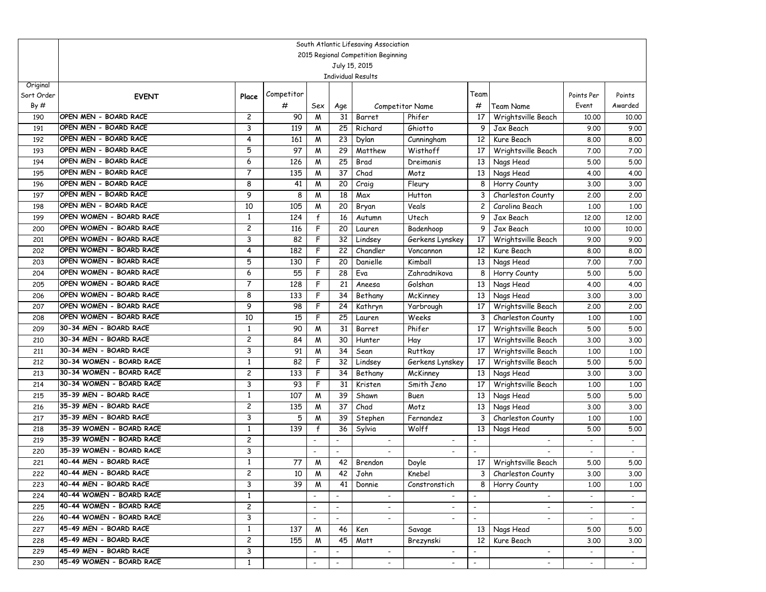South Atlantic Lifesaving Association
2015 Regional Competition Beginning
July 15, 2015
Individual Results

| Original Sort Order By # | EVENT | Place | Competitor # | Sex | Age | Competitor Name | | Team # | Team Name | Points Per Event | Points Awarded |
|---|---|---|---|---|---|---|---|---|---|---|---|
| 190 | OPEN MEN - BOARD RACE | 2 | 90 | M | 31 | Barret | Phifer | 17 | Wrightsville Beach | 10.00 | 10.00 |
| 191 | OPEN MEN - BOARD RACE | 3 | 119 | M | 25 | Richard | Ghiotto | 9 | Jax Beach | 9.00 | 9.00 |
| 192 | OPEN MEN - BOARD RACE | 4 | 161 | M | 23 | Dylan | Cunningham | 12 | Kure Beach | 8.00 | 8.00 |
| 193 | OPEN MEN - BOARD RACE | 5 | 97 | M | 29 | Matthew | Wisthoff | 17 | Wrightsville Beach | 7.00 | 7.00 |
| 194 | OPEN MEN - BOARD RACE | 6 | 126 | M | 25 | Brad | Dreimanis | 13 | Nags Head | 5.00 | 5.00 |
| 195 | OPEN MEN - BOARD RACE | 7 | 135 | M | 37 | Chad | Motz | 13 | Nags Head | 4.00 | 4.00 |
| 196 | OPEN MEN - BOARD RACE | 8 | 41 | M | 20 | Craig | Fleury | 8 | Horry County | 3.00 | 3.00 |
| 197 | OPEN MEN - BOARD RACE | 9 | 8 | M | 18 | Max | Hutton | 3 | Charleston County | 2.00 | 2.00 |
| 198 | OPEN MEN - BOARD RACE | 10 | 105 | M | 20 | Bryan | Veals | 2 | Carolina Beach | 1.00 | 1.00 |
| 199 | OPEN WOMEN - BOARD RACE | 1 | 124 | f | 16 | Autumn | Utech | 9 | Jax Beach | 12.00 | 12.00 |
| 200 | OPEN WOMEN - BOARD RACE | 2 | 116 | F | 20 | Lauren | Badenhoop | 9 | Jax Beach | 10.00 | 10.00 |
| 201 | OPEN WOMEN - BOARD RACE | 3 | 82 | F | 32 | Lindsey | Gerkens Lynskey | 17 | Wrightsville Beach | 9.00 | 9.00 |
| 202 | OPEN WOMEN - BOARD RACE | 4 | 182 | F | 22 | Chandler | Voncannon | 12 | Kure Beach | 8.00 | 8.00 |
| 203 | OPEN WOMEN - BOARD RACE | 5 | 130 | F | 20 | Danielle | Kimball | 13 | Nags Head | 7.00 | 7.00 |
| 204 | OPEN WOMEN - BOARD RACE | 6 | 55 | F | 28 | Eva | Zahradnikova | 8 | Horry County | 5.00 | 5.00 |
| 205 | OPEN WOMEN - BOARD RACE | 7 | 128 | F | 21 | Aneesa | Golshan | 13 | Nags Head | 4.00 | 4.00 |
| 206 | OPEN WOMEN - BOARD RACE | 8 | 133 | F | 34 | Bethany | McKinney | 13 | Nags Head | 3.00 | 3.00 |
| 207 | OPEN WOMEN - BOARD RACE | 9 | 98 | F | 24 | Kathryn | Yarbrough | 17 | Wrightsville Beach | 2.00 | 2.00 |
| 208 | OPEN WOMEN - BOARD RACE | 10 | 15 | F | 25 | Lauren | Weeks | 3 | Charleston County | 1.00 | 1.00 |
| 209 | 30-34 MEN - BOARD RACE | 1 | 90 | M | 31 | Barret | Phifer | 17 | Wrightsville Beach | 5.00 | 5.00 |
| 210 | 30-34 MEN - BOARD RACE | 2 | 84 | M | 30 | Hunter | Hay | 17 | Wrightsville Beach | 3.00 | 3.00 |
| 211 | 30-34 MEN - BOARD RACE | 3 | 91 | M | 34 | Sean | Ruttkay | 17 | Wrightsville Beach | 1.00 | 1.00 |
| 212 | 30-34 WOMEN - BOARD RACE | 1 | 82 | F | 32 | Lindsey | Gerkens Lynskey | 17 | Wrightsville Beach | 5.00 | 5.00 |
| 213 | 30-34 WOMEN - BOARD RACE | 2 | 133 | F | 34 | Bethany | McKinney | 13 | Nags Head | 3.00 | 3.00 |
| 214 | 30-34 WOMEN - BOARD RACE | 3 | 93 | F | 31 | Kristen | Smith Jeno | 17 | Wrightsville Beach | 1.00 | 1.00 |
| 215 | 35-39 MEN - BOARD RACE | 1 | 107 | M | 39 | Shawn | Buen | 13 | Nags Head | 5.00 | 5.00 |
| 216 | 35-39 MEN - BOARD RACE | 2 | 135 | M | 37 | Chad | Motz | 13 | Nags Head | 3.00 | 3.00 |
| 217 | 35-39 MEN - BOARD RACE | 3 | 5 | M | 39 | Stephen | Fernandez | 3 | Charleston County | 1.00 | 1.00 |
| 218 | 35-39 WOMEN - BOARD RACE | 1 | 139 | f | 36 | Sylvia | Wolff | 13 | Nags Head | 5.00 | 5.00 |
| 219 | 35-39 WOMEN - BOARD RACE | 2 | | - | - | - | - | - | - | - | - |
| 220 | 35-39 WOMEN - BOARD RACE | 3 | | - | - | - | - | - | - | - | - |
| 221 | 40-44 MEN - BOARD RACE | 1 | 77 | M | 42 | Brendon | Doyle | 17 | Wrightsville Beach | 5.00 | 5.00 |
| 222 | 40-44 MEN - BOARD RACE | 2 | 10 | M | 42 | John | Knebel | 3 | Charleston County | 3.00 | 3.00 |
| 223 | 40-44 MEN - BOARD RACE | 3 | 39 | M | 41 | Donnie | Constronstich | 8 | Horry County | 1.00 | 1.00 |
| 224 | 40-44 WOMEN - BOARD RACE | 1 | | - | - | - | - | - | - | - | - |
| 225 | 40-44 WOMEN - BOARD RACE | 2 | | - | - | - | - | - | - | - | - |
| 226 | 40-44 WOMEN - BOARD RACE | 3 | | - | - | - | - | - | - | - | - |
| 227 | 45-49 MEN - BOARD RACE | 1 | 137 | M | 46 | Ken | Savage | 13 | Nags Head | 5.00 | 5.00 |
| 228 | 45-49 MEN - BOARD RACE | 2 | 155 | M | 45 | Matt | Brezynski | 12 | Kure Beach | 3.00 | 3.00 |
| 229 | 45-49 MEN - BOARD RACE | 3 | | - | - | - | - | - | - | - | - |
| 230 | 45-49 WOMEN - BOARD RACE | 1 | | - | - | - | - | - | - | - | - |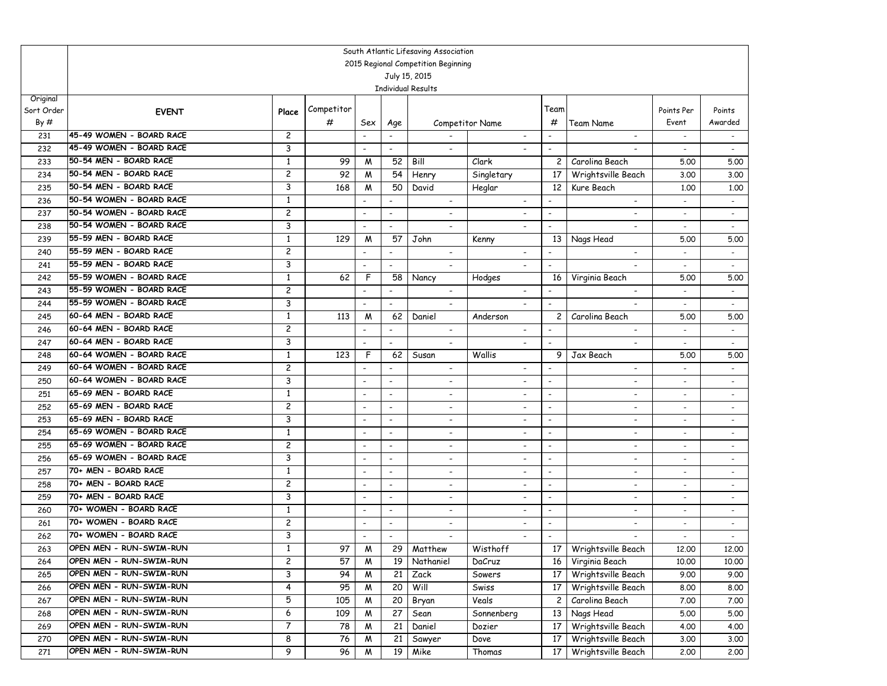South Atlantic Lifesaving Association
2015 Regional Competition Beginning
July 15, 2015
Individual Results

| Original Sort Order By # | EVENT | Place | Competitor # | Sex | Age | Competitor Name | | Team # | Team Name | Points Per Event | Points Awarded |
|---|---|---|---|---|---|---|---|---|---|---|---|
| 231 | 45-49 WOMEN - BOARD RACE | 2 | | - | - | - | - | - | - | - | - |
| 232 | 45-49 WOMEN - BOARD RACE | 3 | | - | - | - | - | - | - | - | - |
| 233 | 50-54 MEN - BOARD RACE | 1 | 99 | M | 52 | Bill | Clark | 2 | Carolina Beach | 5.00 | 5.00 |
| 234 | 50-54 MEN - BOARD RACE | 2 | 92 | M | 54 | Henry | Singletary | 17 | Wrightsville Beach | 3.00 | 3.00 |
| 235 | 50-54 MEN - BOARD RACE | 3 | 168 | M | 50 | David | Heglar | 12 | Kure Beach | 1.00 | 1.00 |
| 236 | 50-54 WOMEN - BOARD RACE | 1 | | - | - | - | - | - | - | - | - |
| 237 | 50-54 WOMEN - BOARD RACE | 2 | | - | - | - | - | - | - | - | - |
| 238 | 50-54 WOMEN - BOARD RACE | 3 | | - | - | - | - | - | - | - | - |
| 239 | 55-59 MEN - BOARD RACE | 1 | 129 | M | 57 | John | Kenny | 13 | Nags Head | 5.00 | 5.00 |
| 240 | 55-59 MEN - BOARD RACE | 2 | | - | - | - | - | - | - | - | - |
| 241 | 55-59 MEN - BOARD RACE | 3 | | - | - | - | - | - | - | - | - |
| 242 | 55-59 WOMEN - BOARD RACE | 1 | 62 | F | 58 | Nancy | Hodges | 16 | Virginia Beach | 5.00 | 5.00 |
| 243 | 55-59 WOMEN - BOARD RACE | 2 | | - | - | - | - | - | - | - | - |
| 244 | 55-59 WOMEN - BOARD RACE | 3 | | - | - | - | - | - | - | - | - |
| 245 | 60-64 MEN - BOARD RACE | 1 | 113 | M | 62 | Daniel | Anderson | 2 | Carolina Beach | 5.00 | 5.00 |
| 246 | 60-64 MEN - BOARD RACE | 2 | | - | - | - | - | - | - | - | - |
| 247 | 60-64 MEN - BOARD RACE | 3 | | - | - | - | - | - | - | - | - |
| 248 | 60-64 WOMEN - BOARD RACE | 1 | 123 | F | 62 | Susan | Wallis | 9 | Jax Beach | 5.00 | 5.00 |
| 249 | 60-64 WOMEN - BOARD RACE | 2 | | - | - | - | - | - | - | - | - |
| 250 | 60-64 WOMEN - BOARD RACE | 3 | | - | - | - | - | - | - | - | - |
| 251 | 65-69 MEN - BOARD RACE | 1 | | - | - | - | - | - | - | - | - |
| 252 | 65-69 MEN - BOARD RACE | 2 | | - | - | - | - | - | - | - | - |
| 253 | 65-69 MEN - BOARD RACE | 3 | | - | - | - | - | - | - | - | - |
| 254 | 65-69 WOMEN - BOARD RACE | 1 | | - | - | - | - | - | - | - | - |
| 255 | 65-69 WOMEN - BOARD RACE | 2 | | - | - | - | - | - | - | - | - |
| 256 | 65-69 WOMEN - BOARD RACE | 3 | | - | - | - | - | - | - | - | - |
| 257 | 70+ MEN - BOARD RACE | 1 | | - | - | - | - | - | - | - | - |
| 258 | 70+ MEN - BOARD RACE | 2 | | - | - | - | - | - | - | - | - |
| 259 | 70+ MEN - BOARD RACE | 3 | | - | - | - | - | - | - | - | - |
| 260 | 70+ WOMEN - BOARD RACE | 1 | | - | - | - | - | - | - | - | - |
| 261 | 70+ WOMEN - BOARD RACE | 2 | | - | - | - | - | - | - | - | - |
| 262 | 70+ WOMEN - BOARD RACE | 3 | | - | - | - | - | - | - | - | - |
| 263 | OPEN MEN - RUN-SWIM-RUN | 1 | 97 | M | 29 | Matthew | Wisthoff | 17 | Wrightsville Beach | 12.00 | 12.00 |
| 264 | OPEN MEN - RUN-SWIM-RUN | 2 | 57 | M | 19 | Nathaniel | DaCruz | 16 | Virginia Beach | 10.00 | 10.00 |
| 265 | OPEN MEN - RUN-SWIM-RUN | 3 | 94 | M | 21 | Zack | Sowers | 17 | Wrightsville Beach | 9.00 | 9.00 |
| 266 | OPEN MEN - RUN-SWIM-RUN | 4 | 95 | M | 20 | Will | Swiss | 17 | Wrightsville Beach | 8.00 | 8.00 |
| 267 | OPEN MEN - RUN-SWIM-RUN | 5 | 105 | M | 20 | Bryan | Veals | 2 | Carolina Beach | 7.00 | 7.00 |
| 268 | OPEN MEN - RUN-SWIM-RUN | 6 | 109 | M | 27 | Sean | Sonnenberg | 13 | Nags Head | 5.00 | 5.00 |
| 269 | OPEN MEN - RUN-SWIM-RUN | 7 | 78 | M | 21 | Daniel | Dozier | 17 | Wrightsville Beach | 4.00 | 4.00 |
| 270 | OPEN MEN - RUN-SWIM-RUN | 8 | 76 | M | 21 | Sawyer | Dove | 17 | Wrightsville Beach | 3.00 | 3.00 |
| 271 | OPEN MEN - RUN-SWIM-RUN | 9 | 96 | M | 19 | Mike | Thomas | 17 | Wrightsville Beach | 2.00 | 2.00 |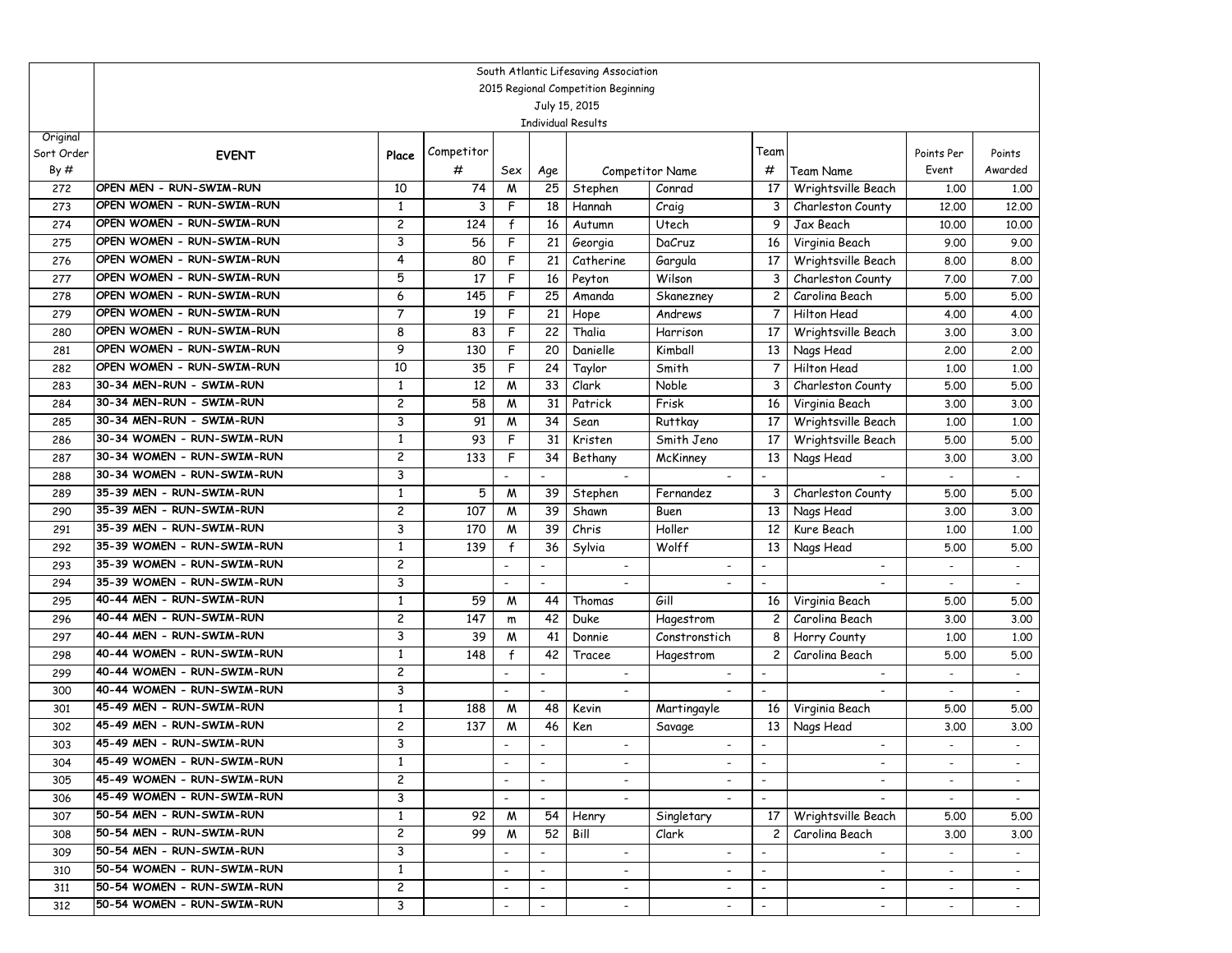| Original Sort Order By # | South Atlantic Lifesaving Association 2015 Regional Competition Beginning July 15, 2015 Individual Results EVENT | Place | Competitor # | Sex | Age | Competitor Name | | Team # | Team Name | Points Per Event | Points Awarded |
|---|---|---|---|---|---|---|---|---|---|---|---|
| 272 | OPEN MEN - RUN-SWIM-RUN | 10 | 74 | M | 25 | Stephen | Conrad | 17 | Wrightsville Beach | 1.00 | 1.00 |
| 273 | OPEN WOMEN - RUN-SWIM-RUN | 1 | 3 | F | 18 | Hannah | Craig | 3 | Charleston County | 12.00 | 12.00 |
| 274 | OPEN WOMEN - RUN-SWIM-RUN | 2 | 124 | f | 16 | Autumn | Utech | 9 | Jax Beach | 10.00 | 10.00 |
| 275 | OPEN WOMEN - RUN-SWIM-RUN | 3 | 56 | F | 21 | Georgia | DaCruz | 16 | Virginia Beach | 9.00 | 9.00 |
| 276 | OPEN WOMEN - RUN-SWIM-RUN | 4 | 80 | F | 21 | Catherine | Gargula | 17 | Wrightsville Beach | 8.00 | 8.00 |
| 277 | OPEN WOMEN - RUN-SWIM-RUN | 5 | 17 | F | 16 | Peyton | Wilson | 3 | Charleston County | 7.00 | 7.00 |
| 278 | OPEN WOMEN - RUN-SWIM-RUN | 6 | 145 | F | 25 | Amanda | Skanezney | 2 | Carolina Beach | 5.00 | 5.00 |
| 279 | OPEN WOMEN - RUN-SWIM-RUN | 7 | 19 | F | 21 | Hope | Andrews | 7 | Hilton Head | 4.00 | 4.00 |
| 280 | OPEN WOMEN - RUN-SWIM-RUN | 8 | 83 | F | 22 | Thalia | Harrison | 17 | Wrightsville Beach | 3.00 | 3.00 |
| 281 | OPEN WOMEN - RUN-SWIM-RUN | 9 | 130 | F | 20 | Danielle | Kimball | 13 | Nags Head | 2.00 | 2.00 |
| 282 | OPEN WOMEN - RUN-SWIM-RUN | 10 | 35 | F | 24 | Taylor | Smith | 7 | Hilton Head | 1.00 | 1.00 |
| 283 | 30-34 MEN-RUN - SWIM-RUN | 1 | 12 | M | 33 | Clark | Noble | 3 | Charleston County | 5.00 | 5.00 |
| 284 | 30-34 MEN-RUN - SWIM-RUN | 2 | 58 | M | 31 | Patrick | Frisk | 16 | Virginia Beach | 3.00 | 3.00 |
| 285 | 30-34 MEN-RUN - SWIM-RUN | 3 | 91 | M | 34 | Sean | Ruttkay | 17 | Wrightsville Beach | 1.00 | 1.00 |
| 286 | 30-34 WOMEN - RUN-SWIM-RUN | 1 | 93 | F | 31 | Kristen | Smith Jeno | 17 | Wrightsville Beach | 5.00 | 5.00 |
| 287 | 30-34 WOMEN - RUN-SWIM-RUN | 2 | 133 | F | 34 | Bethany | McKinney | 13 | Nags Head | 3.00 | 3.00 |
| 288 | 30-34 WOMEN - RUN-SWIM-RUN | 3 | | - | - | - | - | - | - | - | - |
| 289 | 35-39 MEN - RUN-SWIM-RUN | 1 | 5 | M | 39 | Stephen | Fernandez | 3 | Charleston County | 5.00 | 5.00 |
| 290 | 35-39 MEN - RUN-SWIM-RUN | 2 | 107 | M | 39 | Shawn | Buen | 13 | Nags Head | 3.00 | 3.00 |
| 291 | 35-39 MEN - RUN-SWIM-RUN | 3 | 170 | M | 39 | Chris | Holler | 12 | Kure Beach | 1.00 | 1.00 |
| 292 | 35-39 WOMEN - RUN-SWIM-RUN | 1 | 139 | f | 36 | Sylvia | Wolff | 13 | Nags Head | 5.00 | 5.00 |
| 293 | 35-39 WOMEN - RUN-SWIM-RUN | 2 | | - | - | - | - | - | - | - | - |
| 294 | 35-39 WOMEN - RUN-SWIM-RUN | 3 | | - | - | - | - | - | - | - | - |
| 295 | 40-44 MEN - RUN-SWIM-RUN | 1 | 59 | M | 44 | Thomas | Gill | 16 | Virginia Beach | 5.00 | 5.00 |
| 296 | 40-44 MEN - RUN-SWIM-RUN | 2 | 147 | m | 42 | Duke | Hagestrom | 2 | Carolina Beach | 3.00 | 3.00 |
| 297 | 40-44 MEN - RUN-SWIM-RUN | 3 | 39 | M | 41 | Donnie | Constronstich | 8 | Horry County | 1.00 | 1.00 |
| 298 | 40-44 WOMEN - RUN-SWIM-RUN | 1 | 148 | f | 42 | Tracee | Hagestrom | 2 | Carolina Beach | 5.00 | 5.00 |
| 299 | 40-44 WOMEN - RUN-SWIM-RUN | 2 | | - | - | - | - | - | - | - | - |
| 300 | 40-44 WOMEN - RUN-SWIM-RUN | 3 | | - | - | - | - | - | - | - | - |
| 301 | 45-49 MEN - RUN-SWIM-RUN | 1 | 188 | M | 48 | Kevin | Martingayle | 16 | Virginia Beach | 5.00 | 5.00 |
| 302 | 45-49 MEN - RUN-SWIM-RUN | 2 | 137 | M | 46 | Ken | Savage | 13 | Nags Head | 3.00 | 3.00 |
| 303 | 45-49 MEN - RUN-SWIM-RUN | 3 | | - | - | - | - | - | - | - | - |
| 304 | 45-49 WOMEN - RUN-SWIM-RUN | 1 | | - | - | - | - | - | - | - | - |
| 305 | 45-49 WOMEN - RUN-SWIM-RUN | 2 | | - | - | - | - | - | - | - | - |
| 306 | 45-49 WOMEN - RUN-SWIM-RUN | 3 | | - | - | - | - | - | - | - | - |
| 307 | 50-54 MEN - RUN-SWIM-RUN | 1 | 92 | M | 54 | Henry | Singletary | 17 | Wrightsville Beach | 5.00 | 5.00 |
| 308 | 50-54 MEN - RUN-SWIM-RUN | 2 | 99 | M | 52 | Bill | Clark | 2 | Carolina Beach | 3.00 | 3.00 |
| 309 | 50-54 MEN - RUN-SWIM-RUN | 3 | | - | - | - | - | - | - | - | - |
| 310 | 50-54 WOMEN - RUN-SWIM-RUN | 1 | | - | - | - | - | - | - | - | - |
| 311 | 50-54 WOMEN - RUN-SWIM-RUN | 2 | | - | - | - | - | - | - | - | - |
| 312 | 50-54 WOMEN - RUN-SWIM-RUN | 3 | | - | - | - | - | - | - | - | - |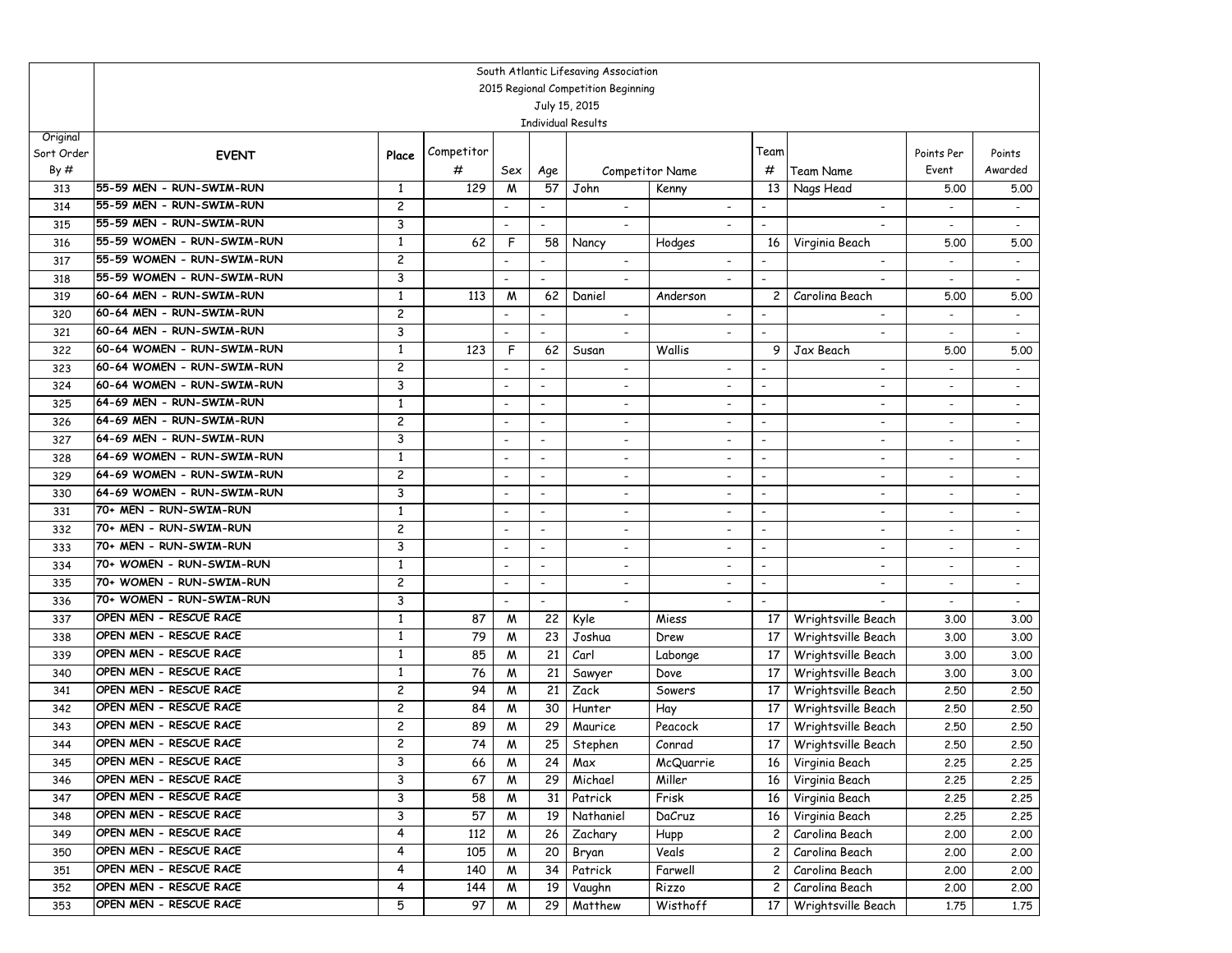South Atlantic Lifesaving Association
2015 Regional Competition Beginning
July 15, 2015
Individual Results

| Original Sort Order By # | EVENT | Place | Competitor # | Sex | Age | Competitor Name | | Team # | Team Name | Points Per Event | Points Awarded |
|---|---|---|---|---|---|---|---|---|---|---|---|
| 313 | 55-59 MEN - RUN-SWIM-RUN | 1 | 129 | M | 57 | John | Kenny | 13 | Nags Head | 5.00 | 5.00 |
| 314 | 55-59 MEN - RUN-SWIM-RUN | 2 | | - | - | - | - | - | - | - | - |
| 315 | 55-59 MEN - RUN-SWIM-RUN | 3 | | - | - | - | - | - | - | - | - |
| 316 | 55-59 WOMEN - RUN-SWIM-RUN | 1 | 62 | F | 58 | Nancy | Hodges | 16 | Virginia Beach | 5.00 | 5.00 |
| 317 | 55-59 WOMEN - RUN-SWIM-RUN | 2 | | - | - | - | - | - | - | - | - |
| 318 | 55-59 WOMEN - RUN-SWIM-RUN | 3 | | - | - | - | - | - | - | - | - |
| 319 | 60-64 MEN - RUN-SWIM-RUN | 1 | 113 | M | 62 | Daniel | Anderson | 2 | Carolina Beach | 5.00 | 5.00 |
| 320 | 60-64 MEN - RUN-SWIM-RUN | 2 | | - | - | - | - | - | - | - | - |
| 321 | 60-64 MEN - RUN-SWIM-RUN | 3 | | - | - | - | - | - | - | - | - |
| 322 | 60-64 WOMEN - RUN-SWIM-RUN | 1 | 123 | F | 62 | Susan | Wallis | 9 | Jax Beach | 5.00 | 5.00 |
| 323 | 60-64 WOMEN - RUN-SWIM-RUN | 2 | | - | - | - | - | - | - | - | - |
| 324 | 60-64 WOMEN - RUN-SWIM-RUN | 3 | | - | - | - | - | - | - | - | - |
| 325 | 64-69 MEN - RUN-SWIM-RUN | 1 | | - | - | - | - | - | - | - | - |
| 326 | 64-69 MEN - RUN-SWIM-RUN | 2 | | - | - | - | - | - | - | - | - |
| 327 | 64-69 MEN - RUN-SWIM-RUN | 3 | | - | - | - | - | - | - | - | - |
| 328 | 64-69 WOMEN - RUN-SWIM-RUN | 1 | | - | - | - | - | - | - | - | - |
| 329 | 64-69 WOMEN - RUN-SWIM-RUN | 2 | | - | - | - | - | - | - | - | - |
| 330 | 64-69 WOMEN - RUN-SWIM-RUN | 3 | | - | - | - | - | - | - | - | - |
| 331 | 70+ MEN - RUN-SWIM-RUN | 1 | | - | - | - | - | - | - | - | - |
| 332 | 70+ MEN - RUN-SWIM-RUN | 2 | | - | - | - | - | - | - | - | - |
| 333 | 70+ MEN - RUN-SWIM-RUN | 3 | | - | - | - | - | - | - | - | - |
| 334 | 70+ WOMEN - RUN-SWIM-RUN | 1 | | - | - | - | - | - | - | - | - |
| 335 | 70+ WOMEN - RUN-SWIM-RUN | 2 | | - | - | - | - | - | - | - | - |
| 336 | 70+ WOMEN - RUN-SWIM-RUN | 3 | | - | - | - | - | - | - | - | - |
| 337 | OPEN MEN - RESCUE RACE | 1 | 87 | M | 22 | Kyle | Miess | 17 | Wrightsville Beach | 3.00 | 3.00 |
| 338 | OPEN MEN - RESCUE RACE | 1 | 79 | M | 23 | Joshua | Drew | 17 | Wrightsville Beach | 3.00 | 3.00 |
| 339 | OPEN MEN - RESCUE RACE | 1 | 85 | M | 21 | Carl | Labonge | 17 | Wrightsville Beach | 3.00 | 3.00 |
| 340 | OPEN MEN - RESCUE RACE | 1 | 76 | M | 21 | Sawyer | Dove | 17 | Wrightsville Beach | 3.00 | 3.00 |
| 341 | OPEN MEN - RESCUE RACE | 2 | 94 | M | 21 | Zack | Sowers | 17 | Wrightsville Beach | 2.50 | 2.50 |
| 342 | OPEN MEN - RESCUE RACE | 2 | 84 | M | 30 | Hunter | Hay | 17 | Wrightsville Beach | 2.50 | 2.50 |
| 343 | OPEN MEN - RESCUE RACE | 2 | 89 | M | 29 | Maurice | Peacock | 17 | Wrightsville Beach | 2.50 | 2.50 |
| 344 | OPEN MEN - RESCUE RACE | 2 | 74 | M | 25 | Stephen | Conrad | 17 | Wrightsville Beach | 2.50 | 2.50 |
| 345 | OPEN MEN - RESCUE RACE | 3 | 66 | M | 24 | Max | McQuarrie | 16 | Virginia Beach | 2.25 | 2.25 |
| 346 | OPEN MEN - RESCUE RACE | 3 | 67 | M | 29 | Michael | Miller | 16 | Virginia Beach | 2.25 | 2.25 |
| 347 | OPEN MEN - RESCUE RACE | 3 | 58 | M | 31 | Patrick | Frisk | 16 | Virginia Beach | 2.25 | 2.25 |
| 348 | OPEN MEN - RESCUE RACE | 3 | 57 | M | 19 | Nathaniel | DaCruz | 16 | Virginia Beach | 2.25 | 2.25 |
| 349 | OPEN MEN - RESCUE RACE | 4 | 112 | M | 26 | Zachary | Hupp | 2 | Carolina Beach | 2.00 | 2.00 |
| 350 | OPEN MEN - RESCUE RACE | 4 | 105 | M | 20 | Bryan | Veals | 2 | Carolina Beach | 2.00 | 2.00 |
| 351 | OPEN MEN - RESCUE RACE | 4 | 140 | M | 34 | Patrick | Farwell | 2 | Carolina Beach | 2.00 | 2.00 |
| 352 | OPEN MEN - RESCUE RACE | 4 | 144 | M | 19 | Vaughn | Rizzo | 2 | Carolina Beach | 2.00 | 2.00 |
| 353 | OPEN MEN - RESCUE RACE | 5 | 97 | M | 29 | Matthew | Wisthoff | 17 | Wrightsville Beach | 1.75 | 1.75 |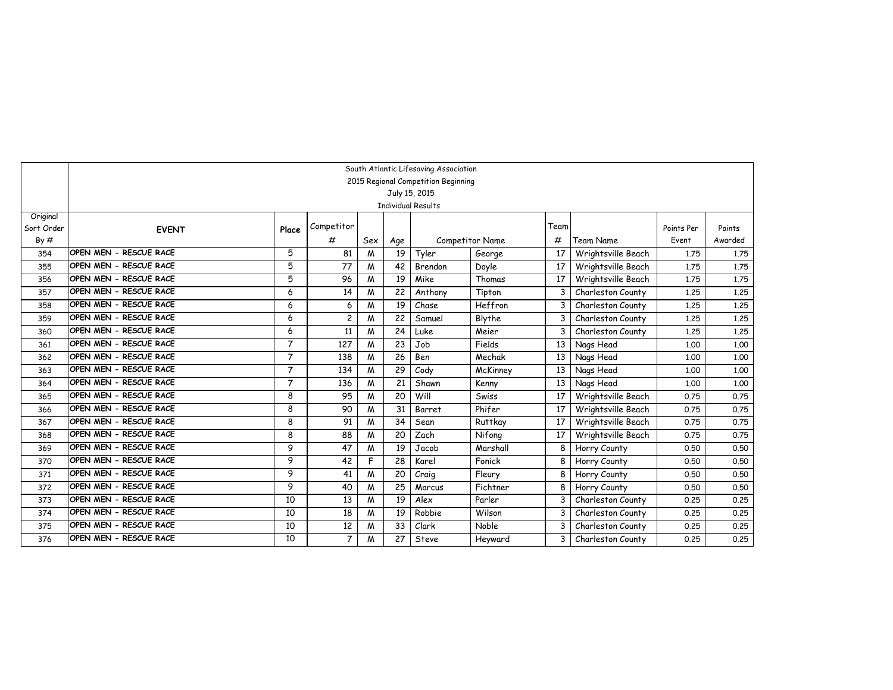South Atlantic Lifesaving Association
2015 Regional Competition Beginning
July 15, 2015
Individual Results

| Original Sort Order By # | EVENT | Place | Competitor # | Sex | Age | Competitor Name | | Team # | Team Name | Points Per Event | Points Awarded |
|---|---|---|---|---|---|---|---|---|---|---|---|
| 354 | OPEN MEN - RESCUE RACE | 5 | 81 | M | 19 | Tyler | George | 17 | Wrightsville Beach | 1.75 | 1.75 |
| 355 | OPEN MEN - RESCUE RACE | 5 | 77 | M | 42 | Brendon | Doyle | 17 | Wrightsville Beach | 1.75 | 1.75 |
| 356 | OPEN MEN - RESCUE RACE | 5 | 96 | M | 19 | Mike | Thomas | 17 | Wrightsville Beach | 1.75 | 1.75 |
| 357 | OPEN MEN - RESCUE RACE | 6 | 14 | M | 22 | Anthony | Tipton | 3 | Charleston County | 1.25 | 1.25 |
| 358 | OPEN MEN - RESCUE RACE | 6 | 6 | M | 19 | Chase | Heffron | 3 | Charleston County | 1.25 | 1.25 |
| 359 | OPEN MEN - RESCUE RACE | 6 | 2 | M | 22 | Samuel | Blythe | 3 | Charleston County | 1.25 | 1.25 |
| 360 | OPEN MEN - RESCUE RACE | 6 | 11 | M | 24 | Luke | Meier | 3 | Charleston County | 1.25 | 1.25 |
| 361 | OPEN MEN - RESCUE RACE | 7 | 127 | M | 23 | Job | Fields | 13 | Nags Head | 1.00 | 1.00 |
| 362 | OPEN MEN - RESCUE RACE | 7 | 138 | M | 26 | Ben | Mechak | 13 | Nags Head | 1.00 | 1.00 |
| 363 | OPEN MEN - RESCUE RACE | 7 | 134 | M | 29 | Cody | McKinney | 13 | Nags Head | 1.00 | 1.00 |
| 364 | OPEN MEN - RESCUE RACE | 7 | 136 | M | 21 | Shawn | Kenny | 13 | Nags Head | 1.00 | 1.00 |
| 365 | OPEN MEN - RESCUE RACE | 8 | 95 | M | 20 | Will | Swiss | 17 | Wrightsville Beach | 0.75 | 0.75 |
| 366 | OPEN MEN - RESCUE RACE | 8 | 90 | M | 31 | Barret | Phifer | 17 | Wrightsville Beach | 0.75 | 0.75 |
| 367 | OPEN MEN - RESCUE RACE | 8 | 91 | M | 34 | Sean | Ruttkay | 17 | Wrightsville Beach | 0.75 | 0.75 |
| 368 | OPEN MEN - RESCUE RACE | 8 | 88 | M | 20 | Zach | Nifong | 17 | Wrightsville Beach | 0.75 | 0.75 |
| 369 | OPEN MEN - RESCUE RACE | 9 | 47 | M | 19 | Jacob | Marshall | 8 | Horry County | 0.50 | 0.50 |
| 370 | OPEN MEN - RESCUE RACE | 9 | 42 | F | 28 | Karel | Fonick | 8 | Horry County | 0.50 | 0.50 |
| 371 | OPEN MEN - RESCUE RACE | 9 | 41 | M | 20 | Craig | Fleury | 8 | Horry County | 0.50 | 0.50 |
| 372 | OPEN MEN - RESCUE RACE | 9 | 40 | M | 25 | Marcus | Fichtner | 8 | Horry County | 0.50 | 0.50 |
| 373 | OPEN MEN - RESCUE RACE | 10 | 13 | M | 19 | Alex | Parler | 3 | Charleston County | 0.25 | 0.25 |
| 374 | OPEN MEN - RESCUE RACE | 10 | 18 | M | 19 | Robbie | Wilson | 3 | Charleston County | 0.25 | 0.25 |
| 375 | OPEN MEN - RESCUE RACE | 10 | 12 | M | 33 | Clark | Noble | 3 | Charleston County | 0.25 | 0.25 |
| 376 | OPEN MEN - RESCUE RACE | 10 | 7 | M | 27 | Steve | Heyward | 3 | Charleston County | 0.25 | 0.25 |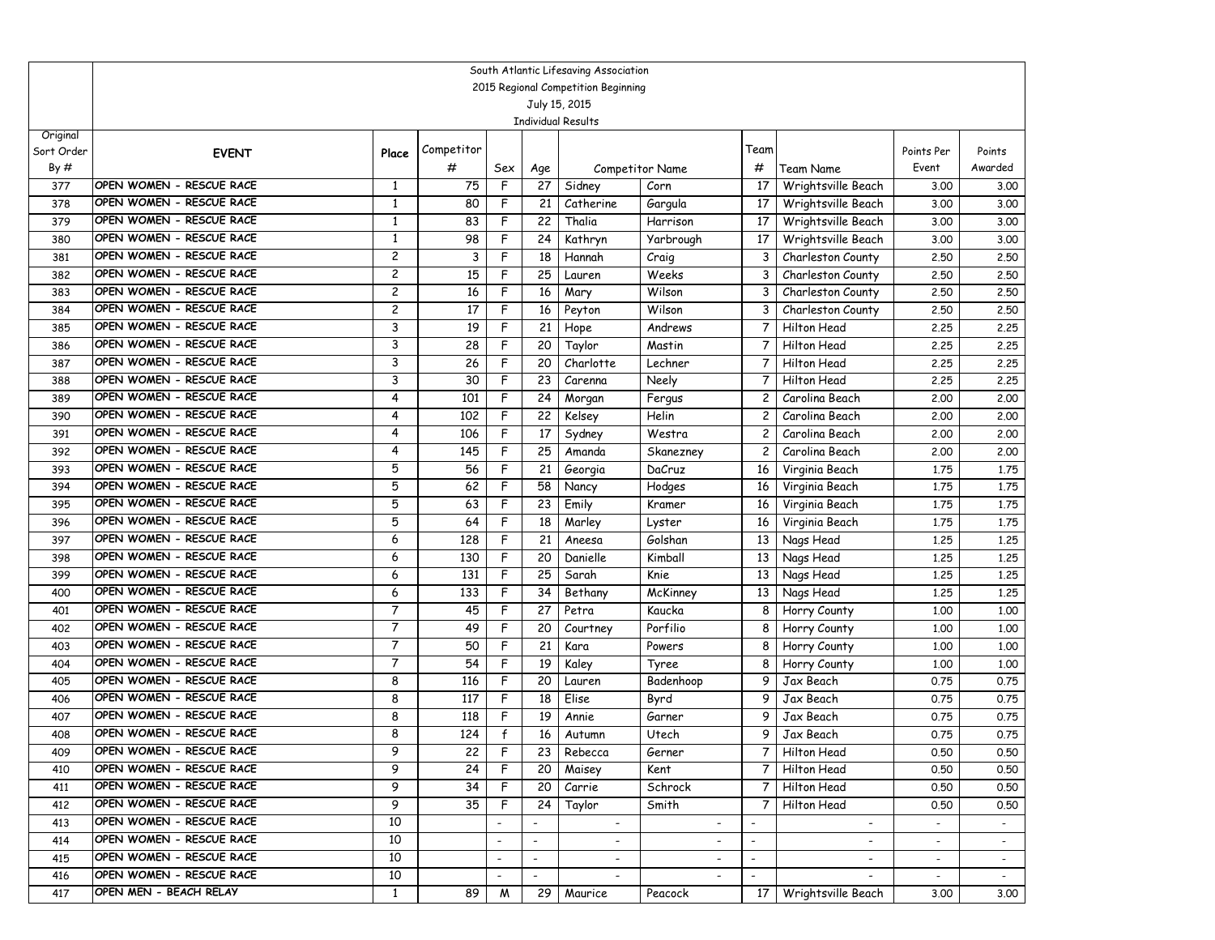South Atlantic Lifesaving Association
2015 Regional Competition Beginning
July 15, 2015
Individual Results

| Original Sort Order By # | EVENT | Place | Competitor # | Sex | Age | Competitor Name | | Team # | Team Name | Points Per Event | Points Awarded |
|---|---|---|---|---|---|---|---|---|---|---|---|
| 377 | OPEN WOMEN - RESCUE RACE | 1 | 75 | F | 27 | Sidney | Corn | 17 | Wrightsville Beach | 3.00 | 3.00 |
| 378 | OPEN WOMEN - RESCUE RACE | 1 | 80 | F | 21 | Catherine | Gargula | 17 | Wrightsville Beach | 3.00 | 3.00 |
| 379 | OPEN WOMEN - RESCUE RACE | 1 | 83 | F | 22 | Thalia | Harrison | 17 | Wrightsville Beach | 3.00 | 3.00 |
| 380 | OPEN WOMEN - RESCUE RACE | 1 | 98 | F | 24 | Kathryn | Yarbrough | 17 | Wrightsville Beach | 3.00 | 3.00 |
| 381 | OPEN WOMEN - RESCUE RACE | 2 | 3 | F | 18 | Hannah | Craig | 3 | Charleston County | 2.50 | 2.50 |
| 382 | OPEN WOMEN - RESCUE RACE | 2 | 15 | F | 25 | Lauren | Weeks | 3 | Charleston County | 2.50 | 2.50 |
| 383 | OPEN WOMEN - RESCUE RACE | 2 | 16 | F | 16 | Mary | Wilson | 3 | Charleston County | 2.50 | 2.50 |
| 384 | OPEN WOMEN - RESCUE RACE | 2 | 17 | F | 16 | Peyton | Wilson | 3 | Charleston County | 2.50 | 2.50 |
| 385 | OPEN WOMEN - RESCUE RACE | 3 | 19 | F | 21 | Hope | Andrews | 7 | Hilton Head | 2.25 | 2.25 |
| 386 | OPEN WOMEN - RESCUE RACE | 3 | 28 | F | 20 | Taylor | Mastin | 7 | Hilton Head | 2.25 | 2.25 |
| 387 | OPEN WOMEN - RESCUE RACE | 3 | 26 | F | 20 | Charlotte | Lechner | 7 | Hilton Head | 2.25 | 2.25 |
| 388 | OPEN WOMEN - RESCUE RACE | 3 | 30 | F | 23 | Carenna | Neely | 7 | Hilton Head | 2.25 | 2.25 |
| 389 | OPEN WOMEN - RESCUE RACE | 4 | 101 | F | 24 | Morgan | Fergus | 2 | Carolina Beach | 2.00 | 2.00 |
| 390 | OPEN WOMEN - RESCUE RACE | 4 | 102 | F | 22 | Kelsey | Helin | 2 | Carolina Beach | 2.00 | 2.00 |
| 391 | OPEN WOMEN - RESCUE RACE | 4 | 106 | F | 17 | Sydney | Westra | 2 | Carolina Beach | 2.00 | 2.00 |
| 392 | OPEN WOMEN - RESCUE RACE | 4 | 145 | F | 25 | Amanda | Skanezney | 2 | Carolina Beach | 2.00 | 2.00 |
| 393 | OPEN WOMEN - RESCUE RACE | 5 | 56 | F | 21 | Georgia | DaCruz | 16 | Virginia Beach | 1.75 | 1.75 |
| 394 | OPEN WOMEN - RESCUE RACE | 5 | 62 | F | 58 | Nancy | Hodges | 16 | Virginia Beach | 1.75 | 1.75 |
| 395 | OPEN WOMEN - RESCUE RACE | 5 | 63 | F | 23 | Emily | Kramer | 16 | Virginia Beach | 1.75 | 1.75 |
| 396 | OPEN WOMEN - RESCUE RACE | 5 | 64 | F | 18 | Marley | Lyster | 16 | Virginia Beach | 1.75 | 1.75 |
| 397 | OPEN WOMEN - RESCUE RACE | 6 | 128 | F | 21 | Aneesa | Golshan | 13 | Nags Head | 1.25 | 1.25 |
| 398 | OPEN WOMEN - RESCUE RACE | 6 | 130 | F | 20 | Danielle | Kimball | 13 | Nags Head | 1.25 | 1.25 |
| 399 | OPEN WOMEN - RESCUE RACE | 6 | 131 | F | 25 | Sarah | Knie | 13 | Nags Head | 1.25 | 1.25 |
| 400 | OPEN WOMEN - RESCUE RACE | 6 | 133 | F | 34 | Bethany | McKinney | 13 | Nags Head | 1.25 | 1.25 |
| 401 | OPEN WOMEN - RESCUE RACE | 7 | 45 | F | 27 | Petra | Kaucka | 8 | Horry County | 1.00 | 1.00 |
| 402 | OPEN WOMEN - RESCUE RACE | 7 | 49 | F | 20 | Courtney | Porfilio | 8 | Horry County | 1.00 | 1.00 |
| 403 | OPEN WOMEN - RESCUE RACE | 7 | 50 | F | 21 | Kara | Powers | 8 | Horry County | 1.00 | 1.00 |
| 404 | OPEN WOMEN - RESCUE RACE | 7 | 54 | F | 19 | Kaley | Tyree | 8 | Horry County | 1.00 | 1.00 |
| 405 | OPEN WOMEN - RESCUE RACE | 8 | 116 | F | 20 | Lauren | Badenhoop | 9 | Jax Beach | 0.75 | 0.75 |
| 406 | OPEN WOMEN - RESCUE RACE | 8 | 117 | F | 18 | Elise | Byrd | 9 | Jax Beach | 0.75 | 0.75 |
| 407 | OPEN WOMEN - RESCUE RACE | 8 | 118 | F | 19 | Annie | Garner | 9 | Jax Beach | 0.75 | 0.75 |
| 408 | OPEN WOMEN - RESCUE RACE | 8 | 124 | f | 16 | Autumn | Utech | 9 | Jax Beach | 0.75 | 0.75 |
| 409 | OPEN WOMEN - RESCUE RACE | 9 | 22 | F | 23 | Rebecca | Gerner | 7 | Hilton Head | 0.50 | 0.50 |
| 410 | OPEN WOMEN - RESCUE RACE | 9 | 24 | F | 20 | Maisey | Kent | 7 | Hilton Head | 0.50 | 0.50 |
| 411 | OPEN WOMEN - RESCUE RACE | 9 | 34 | F | 20 | Carrie | Schrock | 7 | Hilton Head | 0.50 | 0.50 |
| 412 | OPEN WOMEN - RESCUE RACE | 9 | 35 | F | 24 | Taylor | Smith | 7 | Hilton Head | 0.50 | 0.50 |
| 413 | OPEN WOMEN - RESCUE RACE | 10 | | - | - | - | - | - | - | - | - |
| 414 | OPEN WOMEN - RESCUE RACE | 10 | | - | - | - | - | - | - | - | - |
| 415 | OPEN WOMEN - RESCUE RACE | 10 | | - | - | - | - | - | - | - | - |
| 416 | OPEN WOMEN - RESCUE RACE | 10 | | - | - | - | - | - | - | - | - |
| 417 | OPEN MEN - BEACH RELAY | 1 | 89 | M | 29 | Maurice | Peacock | 17 | Wrightsville Beach | 3.00 | 3.00 |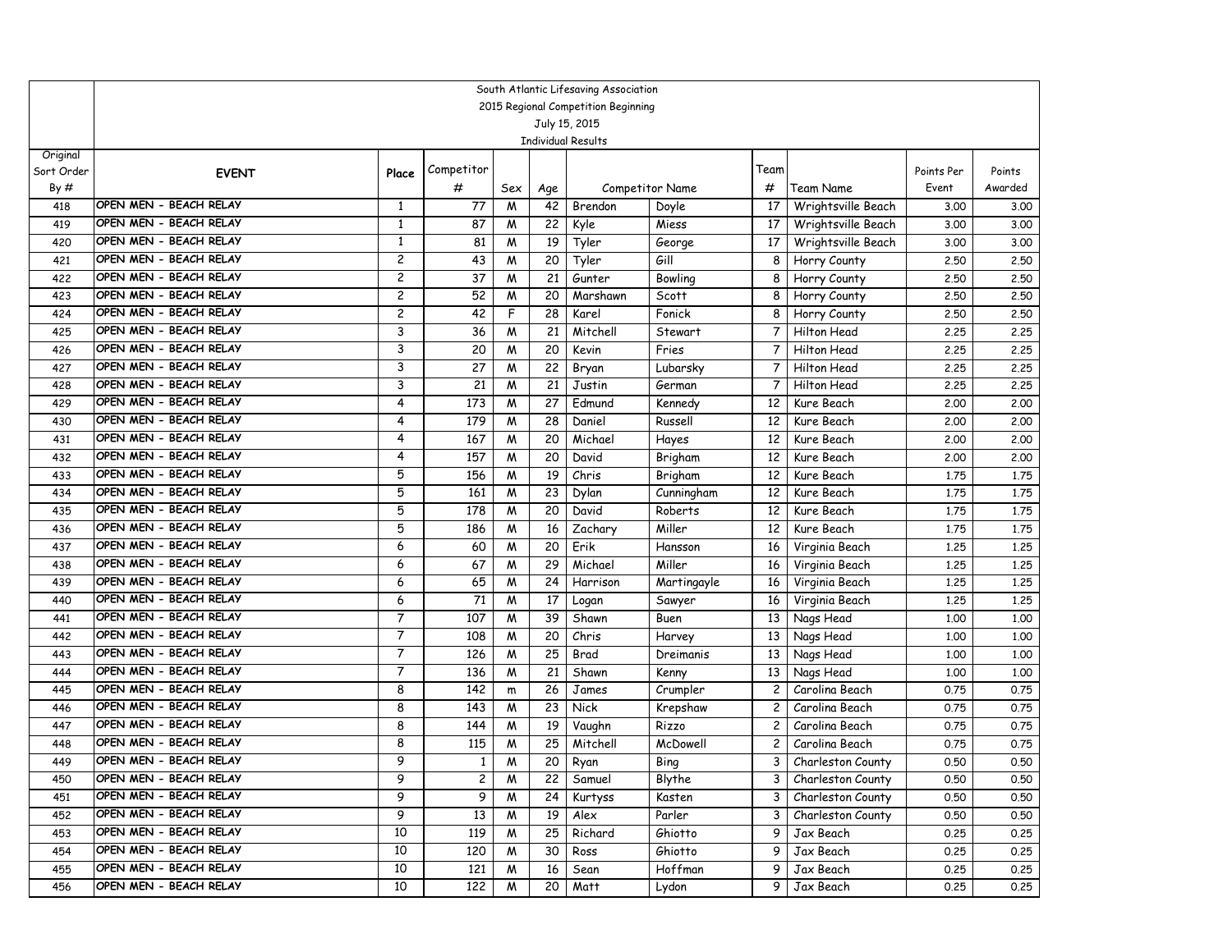South Atlantic Lifesaving Association
2015 Regional Competition Beginning
July 15, 2015
Individual Results

| Original Sort Order By # | EVENT | Place | Competitor # | Sex | Age | Competitor Name | | Team # | Team Name | Points Per Event | Points Awarded |
|---|---|---|---|---|---|---|---|---|---|---|---|
| 418 | OPEN MEN - BEACH RELAY | 1 | 77 | M | 42 | Brendon | Doyle | 17 | Wrightsville Beach | 3.00 | 3.00 |
| 419 | OPEN MEN - BEACH RELAY | 1 | 87 | M | 22 | Kyle | Miess | 17 | Wrightsville Beach | 3.00 | 3.00 |
| 420 | OPEN MEN - BEACH RELAY | 1 | 81 | M | 19 | Tyler | George | 17 | Wrightsville Beach | 3.00 | 3.00 |
| 421 | OPEN MEN - BEACH RELAY | 2 | 43 | M | 20 | Tyler | Gill | 8 | Horry County | 2.50 | 2.50 |
| 422 | OPEN MEN - BEACH RELAY | 2 | 37 | M | 21 | Gunter | Bowling | 8 | Horry County | 2.50 | 2.50 |
| 423 | OPEN MEN - BEACH RELAY | 2 | 52 | M | 20 | Marshawn | Scott | 8 | Horry County | 2.50 | 2.50 |
| 424 | OPEN MEN - BEACH RELAY | 2 | 42 | F | 28 | Karel | Fonick | 8 | Horry County | 2.50 | 2.50 |
| 425 | OPEN MEN - BEACH RELAY | 3 | 36 | M | 21 | Mitchell | Stewart | 7 | Hilton Head | 2.25 | 2.25 |
| 426 | OPEN MEN - BEACH RELAY | 3 | 20 | M | 20 | Kevin | Fries | 7 | Hilton Head | 2.25 | 2.25 |
| 427 | OPEN MEN - BEACH RELAY | 3 | 27 | M | 22 | Bryan | Lubarsky | 7 | Hilton Head | 2.25 | 2.25 |
| 428 | OPEN MEN - BEACH RELAY | 3 | 21 | M | 21 | Justin | German | 7 | Hilton Head | 2.25 | 2.25 |
| 429 | OPEN MEN - BEACH RELAY | 4 | 173 | M | 27 | Edmund | Kennedy | 12 | Kure Beach | 2.00 | 2.00 |
| 430 | OPEN MEN - BEACH RELAY | 4 | 179 | M | 28 | Daniel | Russell | 12 | Kure Beach | 2.00 | 2.00 |
| 431 | OPEN MEN - BEACH RELAY | 4 | 167 | M | 20 | Michael | Hayes | 12 | Kure Beach | 2.00 | 2.00 |
| 432 | OPEN MEN - BEACH RELAY | 4 | 157 | M | 20 | David | Brigham | 12 | Kure Beach | 2.00 | 2.00 |
| 433 | OPEN MEN - BEACH RELAY | 5 | 156 | M | 19 | Chris | Brigham | 12 | Kure Beach | 1.75 | 1.75 |
| 434 | OPEN MEN - BEACH RELAY | 5 | 161 | M | 23 | Dylan | Cunningham | 12 | Kure Beach | 1.75 | 1.75 |
| 435 | OPEN MEN - BEACH RELAY | 5 | 178 | M | 20 | David | Roberts | 12 | Kure Beach | 1.75 | 1.75 |
| 436 | OPEN MEN - BEACH RELAY | 5 | 186 | M | 16 | Zachary | Miller | 12 | Kure Beach | 1.75 | 1.75 |
| 437 | OPEN MEN - BEACH RELAY | 6 | 60 | M | 20 | Erik | Hansson | 16 | Virginia Beach | 1.25 | 1.25 |
| 438 | OPEN MEN - BEACH RELAY | 6 | 67 | M | 29 | Michael | Miller | 16 | Virginia Beach | 1.25 | 1.25 |
| 439 | OPEN MEN - BEACH RELAY | 6 | 65 | M | 24 | Harrison | Martingayle | 16 | Virginia Beach | 1.25 | 1.25 |
| 440 | OPEN MEN - BEACH RELAY | 6 | 71 | M | 17 | Logan | Sawyer | 16 | Virginia Beach | 1.25 | 1.25 |
| 441 | OPEN MEN - BEACH RELAY | 7 | 107 | M | 39 | Shawn | Buen | 13 | Nags Head | 1.00 | 1.00 |
| 442 | OPEN MEN - BEACH RELAY | 7 | 108 | M | 20 | Chris | Harvey | 13 | Nags Head | 1.00 | 1.00 |
| 443 | OPEN MEN - BEACH RELAY | 7 | 126 | M | 25 | Brad | Dreimanis | 13 | Nags Head | 1.00 | 1.00 |
| 444 | OPEN MEN - BEACH RELAY | 7 | 136 | M | 21 | Shawn | Kenny | 13 | Nags Head | 1.00 | 1.00 |
| 445 | OPEN MEN - BEACH RELAY | 8 | 142 | m | 26 | James | Crumpler | 2 | Carolina Beach | 0.75 | 0.75 |
| 446 | OPEN MEN - BEACH RELAY | 8 | 143 | M | 23 | Nick | Krepshaw | 2 | Carolina Beach | 0.75 | 0.75 |
| 447 | OPEN MEN - BEACH RELAY | 8 | 144 | M | 19 | Vaughn | Rizzo | 2 | Carolina Beach | 0.75 | 0.75 |
| 448 | OPEN MEN - BEACH RELAY | 8 | 115 | M | 25 | Mitchell | McDowell | 2 | Carolina Beach | 0.75 | 0.75 |
| 449 | OPEN MEN - BEACH RELAY | 9 | 1 | M | 20 | Ryan | Bing | 3 | Charleston County | 0.50 | 0.50 |
| 450 | OPEN MEN - BEACH RELAY | 9 | 2 | M | 22 | Samuel | Blythe | 3 | Charleston County | 0.50 | 0.50 |
| 451 | OPEN MEN - BEACH RELAY | 9 | 9 | M | 24 | Kurtyss | Kasten | 3 | Charleston County | 0.50 | 0.50 |
| 452 | OPEN MEN - BEACH RELAY | 9 | 13 | M | 19 | Alex | Parler | 3 | Charleston County | 0.50 | 0.50 |
| 453 | OPEN MEN - BEACH RELAY | 10 | 119 | M | 25 | Richard | Ghiotto | 9 | Jax Beach | 0.25 | 0.25 |
| 454 | OPEN MEN - BEACH RELAY | 10 | 120 | M | 30 | Ross | Ghiotto | 9 | Jax Beach | 0.25 | 0.25 |
| 455 | OPEN MEN - BEACH RELAY | 10 | 121 | M | 16 | Sean | Hoffman | 9 | Jax Beach | 0.25 | 0.25 |
| 456 | OPEN MEN - BEACH RELAY | 10 | 122 | M | 20 | Matt | Lydon | 9 | Jax Beach | 0.25 | 0.25 |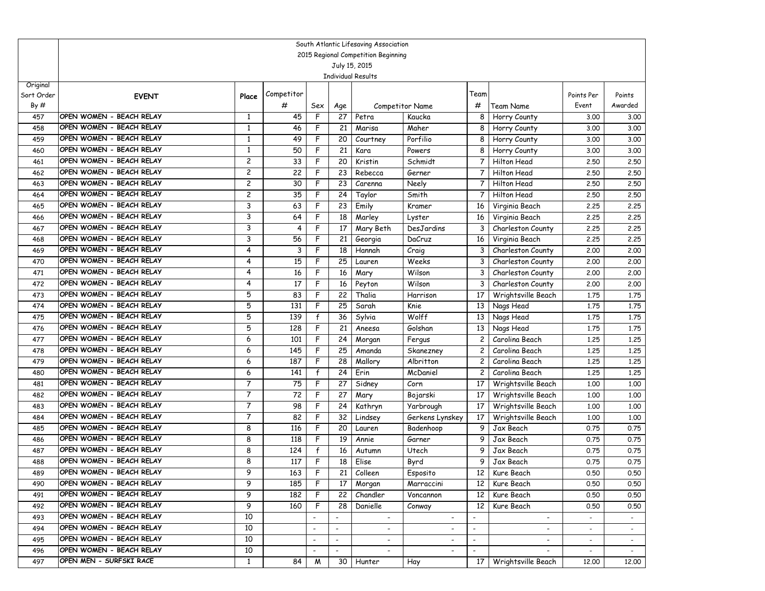| | South Atlantic Lifesaving Association<br>2015 Regional Competition Beginning<br>July 15, 2015<br>Individual Results | | | | | | | | | | |
|---|---|---|---|---|---|---|---|---|---|---|---|
| Original Sort Order By # | EVENT | Place | Competitor # | Sex | Age | Competitor Name | | Team # | Team Name | Points Per Event | Points Awarded |
| 457 | OPEN WOMEN - BEACH RELAY | 1 | 45 | F | 27 | Petra | Kaucka | 8 | Horry County | 3.00 | 3.00 |
| 458 | OPEN WOMEN - BEACH RELAY | 1 | 46 | F | 21 | Marisa | Maher | 8 | Horry County | 3.00 | 3.00 |
| 459 | OPEN WOMEN - BEACH RELAY | 1 | 49 | F | 20 | Courtney | Porfilio | 8 | Horry County | 3.00 | 3.00 |
| 460 | OPEN WOMEN - BEACH RELAY | 1 | 50 | F | 21 | Kara | Powers | 8 | Horry County | 3.00 | 3.00 |
| 461 | OPEN WOMEN - BEACH RELAY | 2 | 33 | F | 20 | Kristin | Schmidt | 7 | Hilton Head | 2.50 | 2.50 |
| 462 | OPEN WOMEN - BEACH RELAY | 2 | 22 | F | 23 | Rebecca | Gerner | 7 | Hilton Head | 2.50 | 2.50 |
| 463 | OPEN WOMEN - BEACH RELAY | 2 | 30 | F | 23 | Carenna | Neely | 7 | Hilton Head | 2.50 | 2.50 |
| 464 | OPEN WOMEN - BEACH RELAY | 2 | 35 | F | 24 | Taylor | Smith | 7 | Hilton Head | 2.50 | 2.50 |
| 465 | OPEN WOMEN - BEACH RELAY | 3 | 63 | F | 23 | Emily | Kramer | 16 | Virginia Beach | 2.25 | 2.25 |
| 466 | OPEN WOMEN - BEACH RELAY | 3 | 64 | F | 18 | Marley | Lyster | 16 | Virginia Beach | 2.25 | 2.25 |
| 467 | OPEN WOMEN - BEACH RELAY | 3 | 4 | F | 17 | Mary Beth | DesJardins | 3 | Charleston County | 2.25 | 2.25 |
| 468 | OPEN WOMEN - BEACH RELAY | 3 | 56 | F | 21 | Georgia | DaCruz | 16 | Virginia Beach | 2.25 | 2.25 |
| 469 | OPEN WOMEN - BEACH RELAY | 4 | 3 | F | 18 | Hannah | Craig | 3 | Charleston County | 2.00 | 2.00 |
| 470 | OPEN WOMEN - BEACH RELAY | 4 | 15 | F | 25 | Lauren | Weeks | 3 | Charleston County | 2.00 | 2.00 |
| 471 | OPEN WOMEN - BEACH RELAY | 4 | 16 | F | 16 | Mary | Wilson | 3 | Charleston County | 2.00 | 2.00 |
| 472 | OPEN WOMEN - BEACH RELAY | 4 | 17 | F | 16 | Peyton | Wilson | 3 | Charleston County | 2.00 | 2.00 |
| 473 | OPEN WOMEN - BEACH RELAY | 5 | 83 | F | 22 | Thalia | Harrison | 17 | Wrightsville Beach | 1.75 | 1.75 |
| 474 | OPEN WOMEN - BEACH RELAY | 5 | 131 | F | 25 | Sarah | Knie | 13 | Nags Head | 1.75 | 1.75 |
| 475 | OPEN WOMEN - BEACH RELAY | 5 | 139 | f | 36 | Sylvia | Wolff | 13 | Nags Head | 1.75 | 1.75 |
| 476 | OPEN WOMEN - BEACH RELAY | 5 | 128 | F | 21 | Aneesa | Golshan | 13 | Nags Head | 1.75 | 1.75 |
| 477 | OPEN WOMEN - BEACH RELAY | 6 | 101 | F | 24 | Morgan | Fergus | 2 | Carolina Beach | 1.25 | 1.25 |
| 478 | OPEN WOMEN - BEACH RELAY | 6 | 145 | F | 25 | Amanda | Skanezney | 2 | Carolina Beach | 1.25 | 1.25 |
| 479 | OPEN WOMEN - BEACH RELAY | 6 | 187 | F | 28 | Mallory | Albritton | 2 | Carolina Beach | 1.25 | 1.25 |
| 480 | OPEN WOMEN - BEACH RELAY | 6 | 141 | f | 24 | Erin | McDaniel | 2 | Carolina Beach | 1.25 | 1.25 |
| 481 | OPEN WOMEN - BEACH RELAY | 7 | 75 | F | 27 | Sidney | Corn | 17 | Wrightsville Beach | 1.00 | 1.00 |
| 482 | OPEN WOMEN - BEACH RELAY | 7 | 72 | F | 27 | Mary | Bojarski | 17 | Wrightsville Beach | 1.00 | 1.00 |
| 483 | OPEN WOMEN - BEACH RELAY | 7 | 98 | F | 24 | Kathryn | Yarbrough | 17 | Wrightsville Beach | 1.00 | 1.00 |
| 484 | OPEN WOMEN - BEACH RELAY | 7 | 82 | F | 32 | Lindsey | Gerkens Lynskey | 17 | Wrightsville Beach | 1.00 | 1.00 |
| 485 | OPEN WOMEN - BEACH RELAY | 8 | 116 | F | 20 | Lauren | Badenhoop | 9 | Jax Beach | 0.75 | 0.75 |
| 486 | OPEN WOMEN - BEACH RELAY | 8 | 118 | F | 19 | Annie | Garner | 9 | Jax Beach | 0.75 | 0.75 |
| 487 | OPEN WOMEN - BEACH RELAY | 8 | 124 | f | 16 | Autumn | Utech | 9 | Jax Beach | 0.75 | 0.75 |
| 488 | OPEN WOMEN - BEACH RELAY | 8 | 117 | F | 18 | Elise | Byrd | 9 | Jax Beach | 0.75 | 0.75 |
| 489 | OPEN WOMEN - BEACH RELAY | 9 | 163 | F | 21 | Colleen | Esposito | 12 | Kure Beach | 0.50 | 0.50 |
| 490 | OPEN WOMEN - BEACH RELAY | 9 | 185 | F | 17 | Morgan | Marraccini | 12 | Kure Beach | 0.50 | 0.50 |
| 491 | OPEN WOMEN - BEACH RELAY | 9 | 182 | F | 22 | Chandler | Voncannon | 12 | Kure Beach | 0.50 | 0.50 |
| 492 | OPEN WOMEN - BEACH RELAY | 9 | 160 | F | 28 | Danielle | Conway | 12 | Kure Beach | 0.50 | 0.50 |
| 493 | OPEN WOMEN - BEACH RELAY | 10 | | - | - | - | - | - | - | - | - |
| 494 | OPEN WOMEN - BEACH RELAY | 10 | | - | - | - | - | - | - | - | - |
| 495 | OPEN WOMEN - BEACH RELAY | 10 | | - | - | - | - | - | - | - | - |
| 496 | OPEN WOMEN - BEACH RELAY | 10 | | - | - | - | - | - | - | - | - |
| 497 | OPEN MEN - SURFSKI RACE | 1 | 84 | M | 30 | Hunter | Hay | 17 | Wrightsville Beach | 12.00 | 12.00 |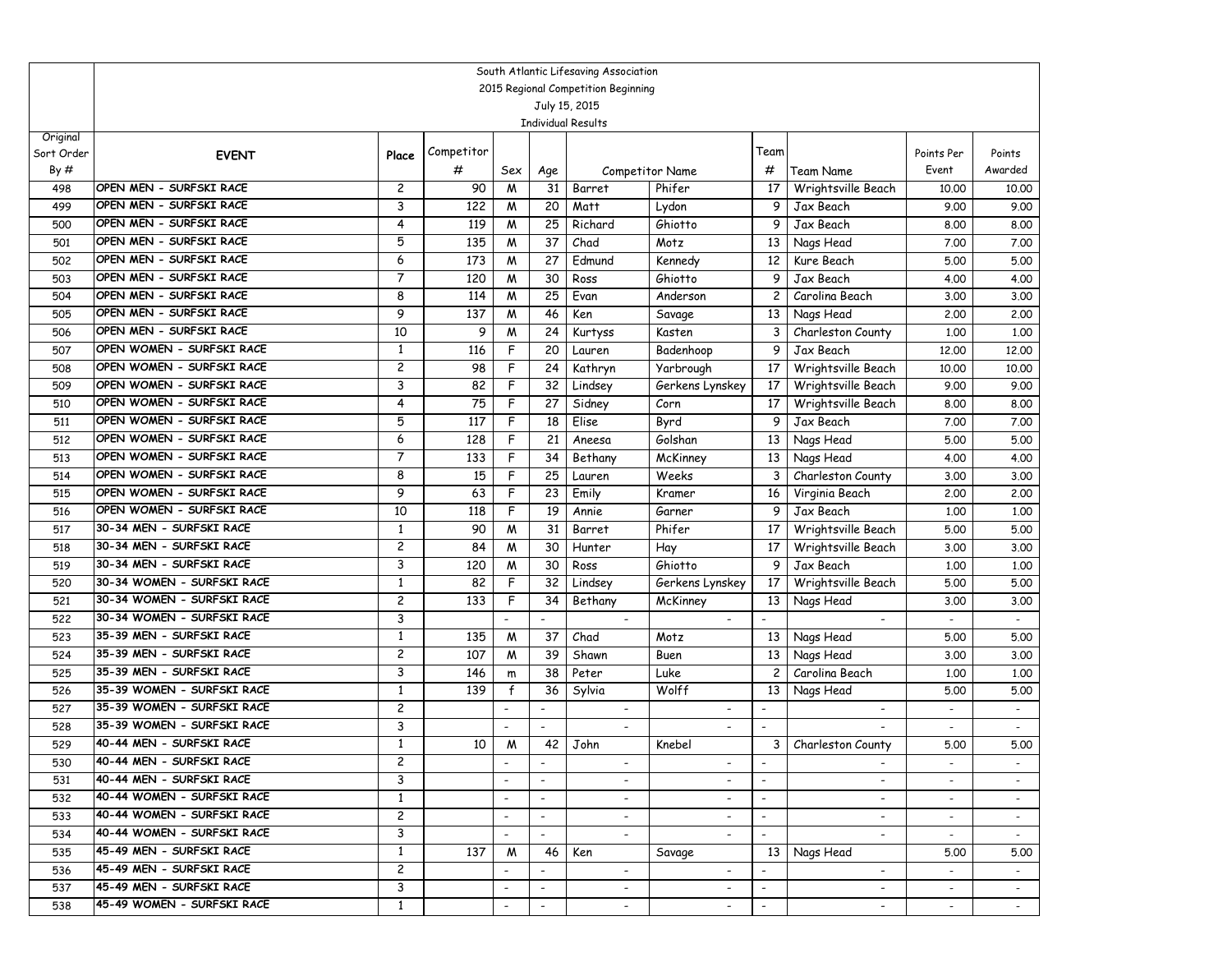| | South Atlantic Lifesaving Association<br>2015 Regional Competition Beginning<br>July 15, 2015<br>Individual Results | | | | | | | | | | | |
|---|---|---|---|---|---|---|---|---|---|---|---|---|
| Original Sort Order By # | EVENT | Place | Competitor # | Sex | Age | Competitor Name | | Team # | Team Name | Points Per Event | Points Awarded |
| 498 | OPEN MEN - SURFSKI RACE | 2 | 90 | M | 31 | Barret | Phifer | 17 | Wrightsville Beach | 10.00 | 10.00 |
| 499 | OPEN MEN - SURFSKI RACE | 3 | 122 | M | 20 | Matt | Lydon | 9 | Jax Beach | 9.00 | 9.00 |
| 500 | OPEN MEN - SURFSKI RACE | 4 | 119 | M | 25 | Richard | Ghiotto | 9 | Jax Beach | 8.00 | 8.00 |
| 501 | OPEN MEN - SURFSKI RACE | 5 | 135 | M | 37 | Chad | Motz | 13 | Nags Head | 7.00 | 7.00 |
| 502 | OPEN MEN - SURFSKI RACE | 6 | 173 | M | 27 | Edmund | Kennedy | 12 | Kure Beach | 5.00 | 5.00 |
| 503 | OPEN MEN - SURFSKI RACE | 7 | 120 | M | 30 | Ross | Ghiotto | 9 | Jax Beach | 4.00 | 4.00 |
| 504 | OPEN MEN - SURFSKI RACE | 8 | 114 | M | 25 | Evan | Anderson | 2 | Carolina Beach | 3.00 | 3.00 |
| 505 | OPEN MEN - SURFSKI RACE | 9 | 137 | M | 46 | Ken | Savage | 13 | Nags Head | 2.00 | 2.00 |
| 506 | OPEN MEN - SURFSKI RACE | 10 | 9 | M | 24 | Kurtyss | Kasten | 3 | Charleston County | 1.00 | 1.00 |
| 507 | OPEN WOMEN - SURFSKI RACE | 1 | 116 | F | 20 | Lauren | Badenhoop | 9 | Jax Beach | 12.00 | 12.00 |
| 508 | OPEN WOMEN - SURFSKI RACE | 2 | 98 | F | 24 | Kathryn | Yarbrough | 17 | Wrightsville Beach | 10.00 | 10.00 |
| 509 | OPEN WOMEN - SURFSKI RACE | 3 | 82 | F | 32 | Lindsey | Gerkens Lynskey | 17 | Wrightsville Beach | 9.00 | 9.00 |
| 510 | OPEN WOMEN - SURFSKI RACE | 4 | 75 | F | 27 | Sidney | Corn | 17 | Wrightsville Beach | 8.00 | 8.00 |
| 511 | OPEN WOMEN - SURFSKI RACE | 5 | 117 | F | 18 | Elise | Byrd | 9 | Jax Beach | 7.00 | 7.00 |
| 512 | OPEN WOMEN - SURFSKI RACE | 6 | 128 | F | 21 | Aneesa | Golshan | 13 | Nags Head | 5.00 | 5.00 |
| 513 | OPEN WOMEN - SURFSKI RACE | 7 | 133 | F | 34 | Bethany | McKinney | 13 | Nags Head | 4.00 | 4.00 |
| 514 | OPEN WOMEN - SURFSKI RACE | 8 | 15 | F | 25 | Lauren | Weeks | 3 | Charleston County | 3.00 | 3.00 |
| 515 | OPEN WOMEN - SURFSKI RACE | 9 | 63 | F | 23 | Emily | Kramer | 16 | Virginia Beach | 2.00 | 2.00 |
| 516 | OPEN WOMEN - SURFSKI RACE | 10 | 118 | F | 19 | Annie | Garner | 9 | Jax Beach | 1.00 | 1.00 |
| 517 | 30-34 MEN - SURFSKI RACE | 1 | 90 | M | 31 | Barret | Phifer | 17 | Wrightsville Beach | 5.00 | 5.00 |
| 518 | 30-34 MEN - SURFSKI RACE | 2 | 84 | M | 30 | Hunter | Hay | 17 | Wrightsville Beach | 3.00 | 3.00 |
| 519 | 30-34 MEN - SURFSKI RACE | 3 | 120 | M | 30 | Ross | Ghiotto | 9 | Jax Beach | 1.00 | 1.00 |
| 520 | 30-34 WOMEN - SURFSKI RACE | 1 | 82 | F | 32 | Lindsey | Gerkens Lynskey | 17 | Wrightsville Beach | 5.00 | 5.00 |
| 521 | 30-34 WOMEN - SURFSKI RACE | 2 | 133 | F | 34 | Bethany | McKinney | 13 | Nags Head | 3.00 | 3.00 |
| 522 | 30-34 WOMEN - SURFSKI RACE | 3 | | - | - | - | - | - | - | - | - |
| 523 | 35-39 MEN - SURFSKI RACE | 1 | 135 | M | 37 | Chad | Motz | 13 | Nags Head | 5.00 | 5.00 |
| 524 | 35-39 MEN - SURFSKI RACE | 2 | 107 | M | 39 | Shawn | Buen | 13 | Nags Head | 3.00 | 3.00 |
| 525 | 35-39 MEN - SURFSKI RACE | 3 | 146 | m | 38 | Peter | Luke | 2 | Carolina Beach | 1.00 | 1.00 |
| 526 | 35-39 WOMEN - SURFSKI RACE | 1 | 139 | f | 36 | Sylvia | Wolff | 13 | Nags Head | 5.00 | 5.00 |
| 527 | 35-39 WOMEN - SURFSKI RACE | 2 | | - | - | - | - | - | - | - | - |
| 528 | 35-39 WOMEN - SURFSKI RACE | 3 | | - | - | - | - | - | - | - | - |
| 529 | 40-44 MEN - SURFSKI RACE | 1 | 10 | M | 42 | John | Knebel | 3 | Charleston County | 5.00 | 5.00 |
| 530 | 40-44 MEN - SURFSKI RACE | 2 | | - | - | - | - | - | - | - | - |
| 531 | 40-44 MEN - SURFSKI RACE | 3 | | - | - | - | - | - | - | - | - |
| 532 | 40-44 WOMEN - SURFSKI RACE | 1 | | - | - | - | - | - | - | - | - |
| 533 | 40-44 WOMEN - SURFSKI RACE | 2 | | - | - | - | - | - | - | - | - |
| 534 | 40-44 WOMEN - SURFSKI RACE | 3 | | - | - | - | - | - | - | - | - |
| 535 | 45-49 MEN - SURFSKI RACE | 1 | 137 | M | 46 | Ken | Savage | 13 | Nags Head | 5.00 | 5.00 |
| 536 | 45-49 MEN - SURFSKI RACE | 2 | | - | - | - | - | - | - | - | - |
| 537 | 45-49 MEN - SURFSKI RACE | 3 | | - | - | - | - | - | - | - | - |
| 538 | 45-49 WOMEN - SURFSKI RACE | 1 | | - | - | - | - | - | - | - | - |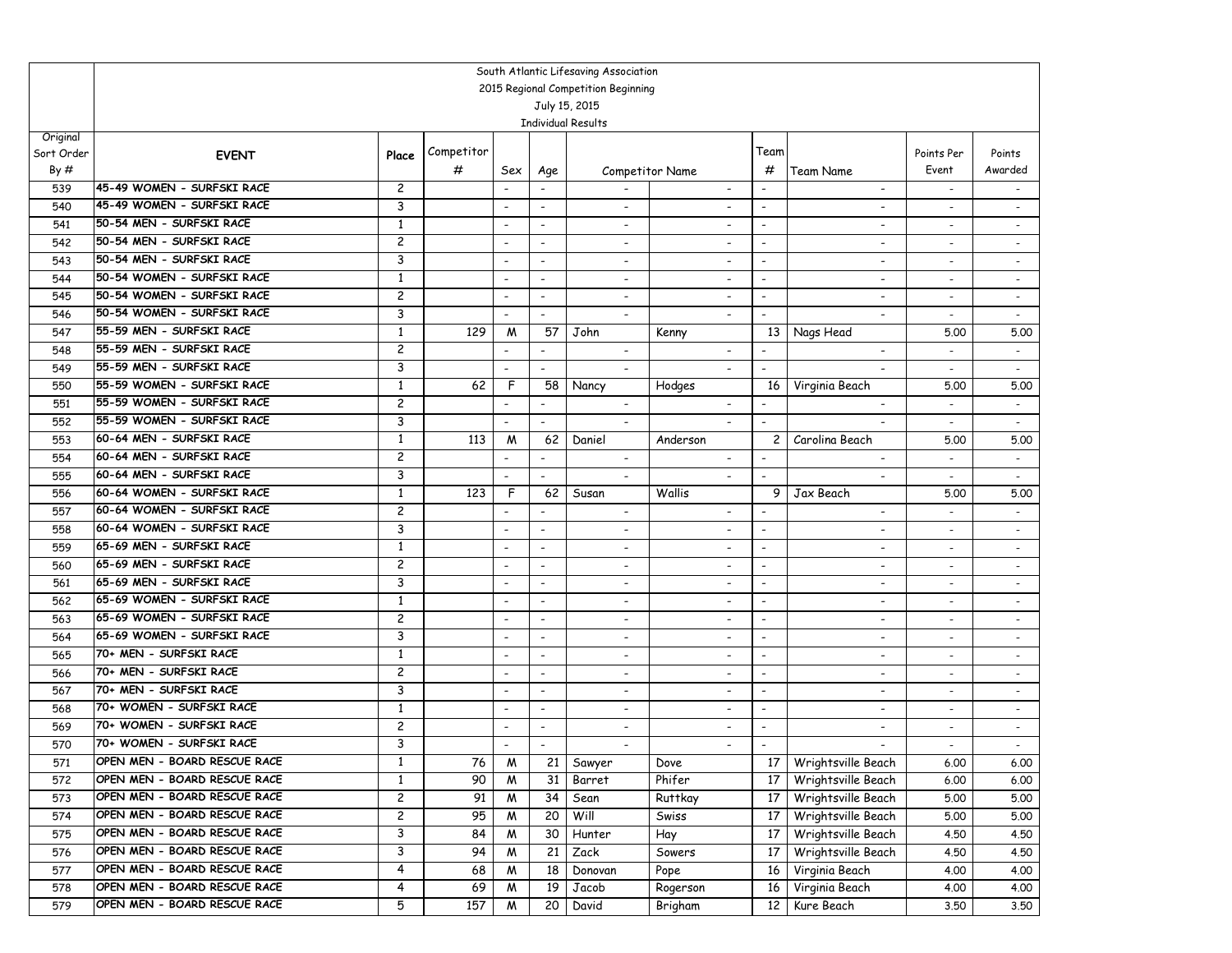South Atlantic Lifesaving Association
2015 Regional Competition Beginning
July 15, 2015
Individual Results

| Original Sort Order By # | EVENT | Place | Competitor # | Sex | Age | Competitor Name | | Team # | Team Name | Points Per Event | Points Awarded |
|---|---|---|---|---|---|---|---|---|---|---|---|
| 539 | 45-49 WOMEN - SURFSKI RACE | 2 | | - | - | - | - | - | - | - | - |
| 540 | 45-49 WOMEN - SURFSKI RACE | 3 | | - | - | - | - | - | - | - | - |
| 541 | 50-54 MEN - SURFSKI RACE | 1 | | - | - | - | - | - | - | - | - |
| 542 | 50-54 MEN - SURFSKI RACE | 2 | | - | - | - | - | - | - | - | - |
| 543 | 50-54 MEN - SURFSKI RACE | 3 | | - | - | - | - | - | - | - | - |
| 544 | 50-54 WOMEN - SURFSKI RACE | 1 | | - | - | - | - | - | - | - | - |
| 545 | 50-54 WOMEN - SURFSKI RACE | 2 | | - | - | - | - | - | - | - | - |
| 546 | 50-54 WOMEN - SURFSKI RACE | 3 | | - | - | - | - | - | - | - | - |
| 547 | 55-59 MEN - SURFSKI RACE | 1 | 129 | M | 57 | John | Kenny | 13 | Nags Head | 5.00 | 5.00 |
| 548 | 55-59 MEN - SURFSKI RACE | 2 | | - | - | - | - | - | - | - | - |
| 549 | 55-59 MEN - SURFSKI RACE | 3 | | - | - | - | - | - | - | - | - |
| 550 | 55-59 WOMEN - SURFSKI RACE | 1 | 62 | F | 58 | Nancy | Hodges | 16 | Virginia Beach | 5.00 | 5.00 |
| 551 | 55-59 WOMEN - SURFSKI RACE | 2 | | - | - | - | - | - | - | - | - |
| 552 | 55-59 WOMEN - SURFSKI RACE | 3 | | - | - | - | - | - | - | - | - |
| 553 | 60-64 MEN - SURFSKI RACE | 1 | 113 | M | 62 | Daniel | Anderson | 2 | Carolina Beach | 5.00 | 5.00 |
| 554 | 60-64 MEN - SURFSKI RACE | 2 | | - | - | - | - | - | - | - | - |
| 555 | 60-64 MEN - SURFSKI RACE | 3 | | - | - | - | - | - | - | - | - |
| 556 | 60-64 WOMEN - SURFSKI RACE | 1 | 123 | F | 62 | Susan | Wallis | 9 | Jax Beach | 5.00 | 5.00 |
| 557 | 60-64 WOMEN - SURFSKI RACE | 2 | | - | - | - | - | - | - | - | - |
| 558 | 60-64 WOMEN - SURFSKI RACE | 3 | | - | - | - | - | - | - | - | - |
| 559 | 65-69 MEN - SURFSKI RACE | 1 | | - | - | - | - | - | - | - | - |
| 560 | 65-69 MEN - SURFSKI RACE | 2 | | - | - | - | - | - | - | - | - |
| 561 | 65-69 MEN - SURFSKI RACE | 3 | | - | - | - | - | - | - | - | - |
| 562 | 65-69 WOMEN - SURFSKI RACE | 1 | | - | - | - | - | - | - | - | - |
| 563 | 65-69 WOMEN - SURFSKI RACE | 2 | | - | - | - | - | - | - | - | - |
| 564 | 65-69 WOMEN - SURFSKI RACE | 3 | | - | - | - | - | - | - | - | - |
| 565 | 70+ MEN - SURFSKI RACE | 1 | | - | - | - | - | - | - | - | - |
| 566 | 70+ MEN - SURFSKI RACE | 2 | | - | - | - | - | - | - | - | - |
| 567 | 70+ MEN - SURFSKI RACE | 3 | | - | - | - | - | - | - | - | - |
| 568 | 70+ WOMEN - SURFSKI RACE | 1 | | - | - | - | - | - | - | - | - |
| 569 | 70+ WOMEN - SURFSKI RACE | 2 | | - | - | - | - | - | - | - | - |
| 570 | 70+ WOMEN - SURFSKI RACE | 3 | | - | - | - | - | - | - | - | - |
| 571 | OPEN MEN - BOARD RESCUE RACE | 1 | 76 | M | 21 | Sawyer | Dove | 17 | Wrightsville Beach | 6.00 | 6.00 |
| 572 | OPEN MEN - BOARD RESCUE RACE | 1 | 90 | M | 31 | Barret | Phifer | 17 | Wrightsville Beach | 6.00 | 6.00 |
| 573 | OPEN MEN - BOARD RESCUE RACE | 2 | 91 | M | 34 | Sean | Ruttkay | 17 | Wrightsville Beach | 5.00 | 5.00 |
| 574 | OPEN MEN - BOARD RESCUE RACE | 2 | 95 | M | 20 | Will | Swiss | 17 | Wrightsville Beach | 5.00 | 5.00 |
| 575 | OPEN MEN - BOARD RESCUE RACE | 3 | 84 | M | 30 | Hunter | Hay | 17 | Wrightsville Beach | 4.50 | 4.50 |
| 576 | OPEN MEN - BOARD RESCUE RACE | 3 | 94 | M | 21 | Zack | Sowers | 17 | Wrightsville Beach | 4.50 | 4.50 |
| 577 | OPEN MEN - BOARD RESCUE RACE | 4 | 68 | M | 18 | Donovan | Pope | 16 | Virginia Beach | 4.00 | 4.00 |
| 578 | OPEN MEN - BOARD RESCUE RACE | 4 | 69 | M | 19 | Jacob | Rogerson | 16 | Virginia Beach | 4.00 | 4.00 |
| 579 | OPEN MEN - BOARD RESCUE RACE | 5 | 157 | M | 20 | David | Brigham | 12 | Kure Beach | 3.50 | 3.50 |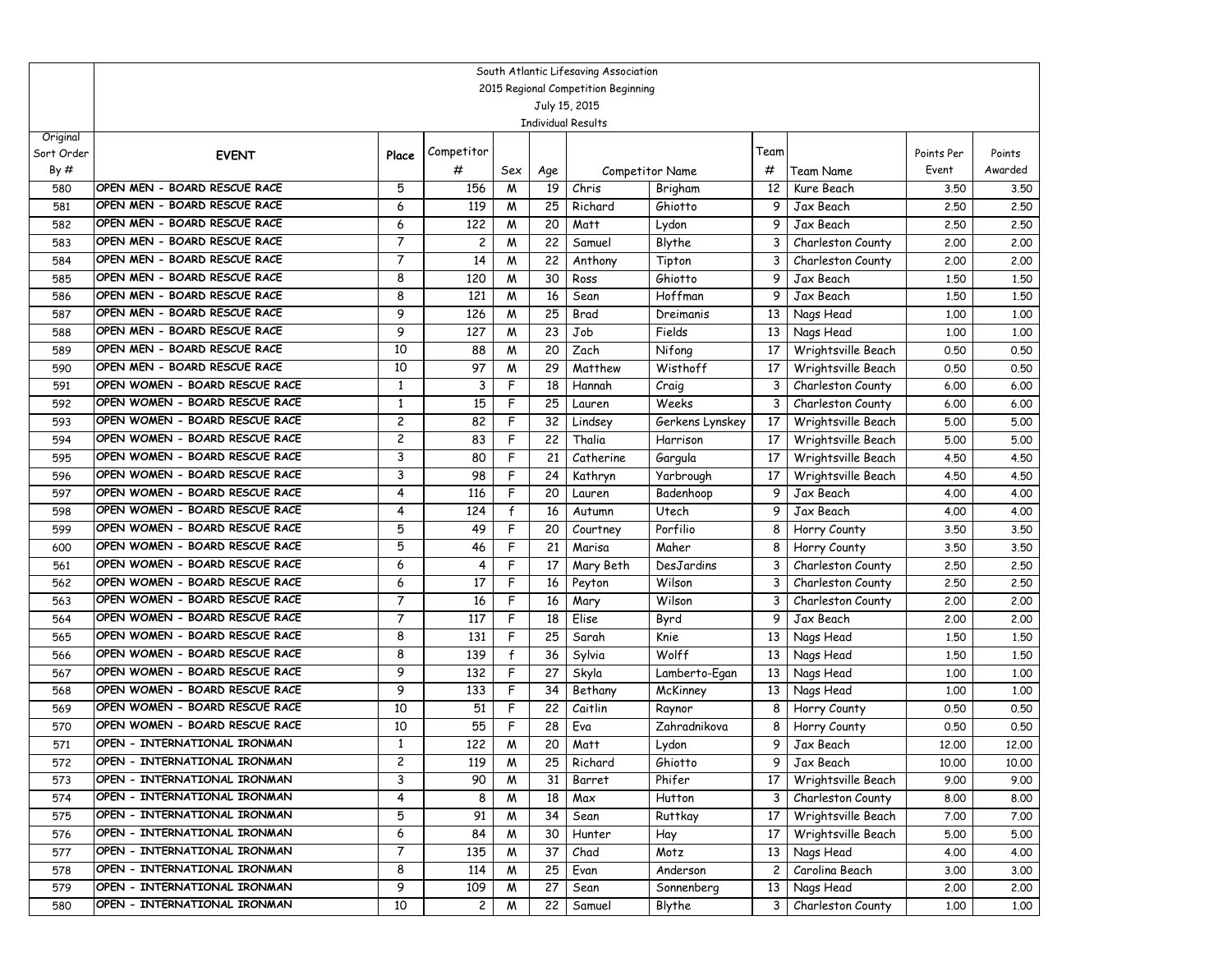South Atlantic Lifesaving Association
2015 Regional Competition Beginning
July 15, 2015
Individual Results

| Original Sort Order By # | EVENT | Place | Competitor # | Sex | Age | Competitor Name | | Team # | Team Name | Points Per Event | Points Awarded |
|---|---|---|---|---|---|---|---|---|---|---|---|
| 580 | OPEN MEN - BOARD RESCUE RACE | 5 | 156 | M | 19 | Chris | Brigham | 12 | Kure Beach | 3.50 | 3.50 |
| 581 | OPEN MEN - BOARD RESCUE RACE | 6 | 119 | M | 25 | Richard | Ghiotto | 9 | Jax Beach | 2.50 | 2.50 |
| 582 | OPEN MEN - BOARD RESCUE RACE | 6 | 122 | M | 20 | Matt | Lydon | 9 | Jax Beach | 2.50 | 2.50 |
| 583 | OPEN MEN - BOARD RESCUE RACE | 7 | 2 | M | 22 | Samuel | Blythe | 3 | Charleston County | 2.00 | 2.00 |
| 584 | OPEN MEN - BOARD RESCUE RACE | 7 | 14 | M | 22 | Anthony | Tipton | 3 | Charleston County | 2.00 | 2.00 |
| 585 | OPEN MEN - BOARD RESCUE RACE | 8 | 120 | M | 30 | Ross | Ghiotto | 9 | Jax Beach | 1.50 | 1.50 |
| 586 | OPEN MEN - BOARD RESCUE RACE | 8 | 121 | M | 16 | Sean | Hoffman | 9 | Jax Beach | 1.50 | 1.50 |
| 587 | OPEN MEN - BOARD RESCUE RACE | 9 | 126 | M | 25 | Brad | Dreimanis | 13 | Nags Head | 1.00 | 1.00 |
| 588 | OPEN MEN - BOARD RESCUE RACE | 9 | 127 | M | 23 | Job | Fields | 13 | Nags Head | 1.00 | 1.00 |
| 589 | OPEN MEN - BOARD RESCUE RACE | 10 | 88 | M | 20 | Zach | Nifong | 17 | Wrightsville Beach | 0.50 | 0.50 |
| 590 | OPEN MEN - BOARD RESCUE RACE | 10 | 97 | M | 29 | Matthew | Wisthoff | 17 | Wrightsville Beach | 0.50 | 0.50 |
| 591 | OPEN WOMEN - BOARD RESCUE RACE | 1 | 3 | F | 18 | Hannah | Craig | 3 | Charleston County | 6.00 | 6.00 |
| 592 | OPEN WOMEN - BOARD RESCUE RACE | 1 | 15 | F | 25 | Lauren | Weeks | 3 | Charleston County | 6.00 | 6.00 |
| 593 | OPEN WOMEN - BOARD RESCUE RACE | 2 | 82 | F | 32 | Lindsey | Gerkens Lynskey | 17 | Wrightsville Beach | 5.00 | 5.00 |
| 594 | OPEN WOMEN - BOARD RESCUE RACE | 2 | 83 | F | 22 | Thalia | Harrison | 17 | Wrightsville Beach | 5.00 | 5.00 |
| 595 | OPEN WOMEN - BOARD RESCUE RACE | 3 | 80 | F | 21 | Catherine | Gargula | 17 | Wrightsville Beach | 4.50 | 4.50 |
| 596 | OPEN WOMEN - BOARD RESCUE RACE | 3 | 98 | F | 24 | Kathryn | Yarbrough | 17 | Wrightsville Beach | 4.50 | 4.50 |
| 597 | OPEN WOMEN - BOARD RESCUE RACE | 4 | 116 | F | 20 | Lauren | Badenhoop | 9 | Jax Beach | 4.00 | 4.00 |
| 598 | OPEN WOMEN - BOARD RESCUE RACE | 4 | 124 | f | 16 | Autumn | Utech | 9 | Jax Beach | 4.00 | 4.00 |
| 599 | OPEN WOMEN - BOARD RESCUE RACE | 5 | 49 | F | 20 | Courtney | Porfilio | 8 | Horry County | 3.50 | 3.50 |
| 600 | OPEN WOMEN - BOARD RESCUE RACE | 5 | 46 | F | 21 | Marisa | Maher | 8 | Horry County | 3.50 | 3.50 |
| 561 | OPEN WOMEN - BOARD RESCUE RACE | 6 | 4 | F | 17 | Mary Beth | DesJardins | 3 | Charleston County | 2.50 | 2.50 |
| 562 | OPEN WOMEN - BOARD RESCUE RACE | 6 | 17 | F | 16 | Peyton | Wilson | 3 | Charleston County | 2.50 | 2.50 |
| 563 | OPEN WOMEN - BOARD RESCUE RACE | 7 | 16 | F | 16 | Mary | Wilson | 3 | Charleston County | 2.00 | 2.00 |
| 564 | OPEN WOMEN - BOARD RESCUE RACE | 7 | 117 | F | 18 | Elise | Byrd | 9 | Jax Beach | 2.00 | 2.00 |
| 565 | OPEN WOMEN - BOARD RESCUE RACE | 8 | 131 | F | 25 | Sarah | Knie | 13 | Nags Head | 1.50 | 1.50 |
| 566 | OPEN WOMEN - BOARD RESCUE RACE | 8 | 139 | f | 36 | Sylvia | Wolff | 13 | Nags Head | 1.50 | 1.50 |
| 567 | OPEN WOMEN - BOARD RESCUE RACE | 9 | 132 | F | 27 | Skyla | Lamberto-Egan | 13 | Nags Head | 1.00 | 1.00 |
| 568 | OPEN WOMEN - BOARD RESCUE RACE | 9 | 133 | F | 34 | Bethany | McKinney | 13 | Nags Head | 1.00 | 1.00 |
| 569 | OPEN WOMEN - BOARD RESCUE RACE | 10 | 51 | F | 22 | Caitlin | Raynor | 8 | Horry County | 0.50 | 0.50 |
| 570 | OPEN WOMEN - BOARD RESCUE RACE | 10 | 55 | F | 28 | Eva | Zahradnikova | 8 | Horry County | 0.50 | 0.50 |
| 571 | OPEN - INTERNATIONAL IRONMAN | 1 | 122 | M | 20 | Matt | Lydon | 9 | Jax Beach | 12.00 | 12.00 |
| 572 | OPEN - INTERNATIONAL IRONMAN | 2 | 119 | M | 25 | Richard | Ghiotto | 9 | Jax Beach | 10.00 | 10.00 |
| 573 | OPEN - INTERNATIONAL IRONMAN | 3 | 90 | M | 31 | Barret | Phifer | 17 | Wrightsville Beach | 9.00 | 9.00 |
| 574 | OPEN - INTERNATIONAL IRONMAN | 4 | 8 | M | 18 | Max | Hutton | 3 | Charleston County | 8.00 | 8.00 |
| 575 | OPEN - INTERNATIONAL IRONMAN | 5 | 91 | M | 34 | Sean | Ruttkay | 17 | Wrightsville Beach | 7.00 | 7.00 |
| 576 | OPEN - INTERNATIONAL IRONMAN | 6 | 84 | M | 30 | Hunter | Hay | 17 | Wrightsville Beach | 5.00 | 5.00 |
| 577 | OPEN - INTERNATIONAL IRONMAN | 7 | 135 | M | 37 | Chad | Motz | 13 | Nags Head | 4.00 | 4.00 |
| 578 | OPEN - INTERNATIONAL IRONMAN | 8 | 114 | M | 25 | Evan | Anderson | 2 | Carolina Beach | 3.00 | 3.00 |
| 579 | OPEN - INTERNATIONAL IRONMAN | 9 | 109 | M | 27 | Sean | Sonnenberg | 13 | Nags Head | 2.00 | 2.00 |
| 580 | OPEN - INTERNATIONAL IRONMAN | 10 | 2 | M | 22 | Samuel | Blythe | 3 | Charleston County | 1.00 | 1.00 |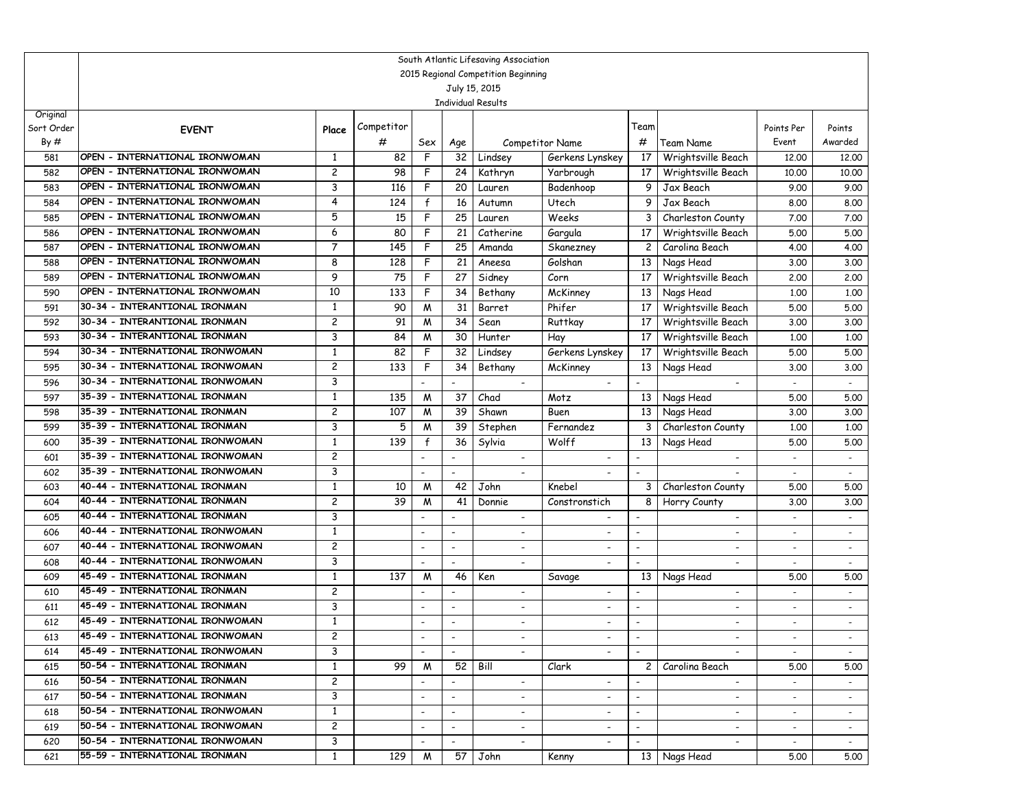South Atlantic Lifesaving Association
2015 Regional Competition Beginning
July 15, 2015
Individual Results

| Original Sort Order By # | EVENT | Place | Competitor # | Sex | Age | Competitor Name | | Team # | Team Name | Points Per Event | Points Awarded |
|---|---|---|---|---|---|---|---|---|---|---|---|
| 581 | OPEN - INTERNATIONAL IRONWOMAN | 1 | 82 | F | 32 | Lindsey | Gerkens Lynskey | 17 | Wrightsville Beach | 12.00 | 12.00 |
| 582 | OPEN - INTERNATIONAL IRONWOMAN | 2 | 98 | F | 24 | Kathryn | Yarbrough | 17 | Wrightsville Beach | 10.00 | 10.00 |
| 583 | OPEN - INTERNATIONAL IRONWOMAN | 3 | 116 | F | 20 | Lauren | Badenhoop | 9 | Jax Beach | 9.00 | 9.00 |
| 584 | OPEN - INTERNATIONAL IRONWOMAN | 4 | 124 | f | 16 | Autumn | Utech | 9 | Jax Beach | 8.00 | 8.00 |
| 585 | OPEN - INTERNATIONAL IRONWOMAN | 5 | 15 | F | 25 | Lauren | Weeks | 3 | Charleston County | 7.00 | 7.00 |
| 586 | OPEN - INTERNATIONAL IRONWOMAN | 6 | 80 | F | 21 | Catherine | Gargula | 17 | Wrightsville Beach | 5.00 | 5.00 |
| 587 | OPEN - INTERNATIONAL IRONWOMAN | 7 | 145 | F | 25 | Amanda | Skanezney | 2 | Carolina Beach | 4.00 | 4.00 |
| 588 | OPEN - INTERNATIONAL IRONWOMAN | 8 | 128 | F | 21 | Aneesa | Golshan | 13 | Nags Head | 3.00 | 3.00 |
| 589 | OPEN - INTERNATIONAL IRONWOMAN | 9 | 75 | F | 27 | Sidney | Corn | 17 | Wrightsville Beach | 2.00 | 2.00 |
| 590 | OPEN - INTERNATIONAL IRONWOMAN | 10 | 133 | F | 34 | Bethany | McKinney | 13 | Nags Head | 1.00 | 1.00 |
| 591 | 30-34 - INTERANTIONAL IRONMAN | 1 | 90 | M | 31 | Barret | Phifer | 17 | Wrightsville Beach | 5.00 | 5.00 |
| 592 | 30-34 - INTERANTIONAL IRONMAN | 2 | 91 | M | 34 | Sean | Ruttkay | 17 | Wrightsville Beach | 3.00 | 3.00 |
| 593 | 30-34 - INTERANTIONAL IRONMAN | 3 | 84 | M | 30 | Hunter | Hay | 17 | Wrightsville Beach | 1.00 | 1.00 |
| 594 | 30-34 - INTERNATIONAL IRONWOMAN | 1 | 82 | F | 32 | Lindsey | Gerkens Lynskey | 17 | Wrightsville Beach | 5.00 | 5.00 |
| 595 | 30-34 - INTERNATIONAL IRONWOMAN | 2 | 133 | F | 34 | Bethany | McKinney | 13 | Nags Head | 3.00 | 3.00 |
| 596 | 30-34 - INTERNATIONAL IRONWOMAN | 3 | | - | - | - | - | - | - | - | - |
| 597 | 35-39 - INTERNATIONAL IRONMAN | 1 | 135 | M | 37 | Chad | Motz | 13 | Nags Head | 5.00 | 5.00 |
| 598 | 35-39 - INTERNATIONAL IRONMAN | 2 | 107 | M | 39 | Shawn | Buen | 13 | Nags Head | 3.00 | 3.00 |
| 599 | 35-39 - INTERNATIONAL IRONMAN | 3 | 5 | M | 39 | Stephen | Fernandez | 3 | Charleston County | 1.00 | 1.00 |
| 600 | 35-39 - INTERNATIONAL IRONWOMAN | 1 | 139 | f | 36 | Sylvia | Wolff | 13 | Nags Head | 5.00 | 5.00 |
| 601 | 35-39 - INTERNATIONAL IRONWOMAN | 2 | | - | - | - | - | - | - | - | - |
| 602 | 35-39 - INTERNATIONAL IRONWOMAN | 3 | | - | - | - | - | - | - | - | - |
| 603 | 40-44 - INTERNATIONAL IRONMAN | 1 | 10 | M | 42 | John | Knebel | 3 | Charleston County | 5.00 | 5.00 |
| 604 | 40-44 - INTERNATIONAL IRONMAN | 2 | 39 | M | 41 | Donnie | Constronstich | 8 | Horry County | 3.00 | 3.00 |
| 605 | 40-44 - INTERNATIONAL IRONMAN | 3 | | - | - | - | - | - | - | - | - |
| 606 | 40-44 - INTERNATIONAL IRONWOMAN | 1 | | - | - | - | - | - | - | - | - |
| 607 | 40-44 - INTERNATIONAL IRONWOMAN | 2 | | - | - | - | - | - | - | - | - |
| 608 | 40-44 - INTERNATIONAL IRONWOMAN | 3 | | - | - | - | - | - | - | - | - |
| 609 | 45-49 - INTERNATIONAL IRONMAN | 1 | 137 | M | 46 | Ken | Savage | 13 | Nags Head | 5.00 | 5.00 |
| 610 | 45-49 - INTERNATIONAL IRONMAN | 2 | | - | - | - | - | - | - | - | - |
| 611 | 45-49 - INTERNATIONAL IRONMAN | 3 | | - | - | - | - | - | - | - | - |
| 612 | 45-49 - INTERNATIONAL IRONWOMAN | 1 | | - | - | - | - | - | - | - | - |
| 613 | 45-49 - INTERNATIONAL IRONWOMAN | 2 | | - | - | - | - | - | - | - | - |
| 614 | 45-49 - INTERNATIONAL IRONWOMAN | 3 | | - | - | - | - | - | - | - | - |
| 615 | 50-54 - INTERNATIONAL IRONMAN | 1 | 99 | M | 52 | Bill | Clark | 2 | Carolina Beach | 5.00 | 5.00 |
| 616 | 50-54 - INTERNATIONAL IRONMAN | 2 | | - | - | - | - | - | - | - | - |
| 617 | 50-54 - INTERNATIONAL IRONMAN | 3 | | - | - | - | - | - | - | - | - |
| 618 | 50-54 - INTERNATIONAL IRONWOMAN | 1 | | - | - | - | - | - | - | - | - |
| 619 | 50-54 - INTERNATIONAL IRONWOMAN | 2 | | - | - | - | - | - | - | - | - |
| 620 | 50-54 - INTERNATIONAL IRONWOMAN | 3 | | - | - | - | - | - | - | - | - |
| 621 | 55-59 - INTERNATIONAL IRONMAN | 1 | 129 | M | 57 | John | Kenny | 13 | Nags Head | 5.00 | 5.00 |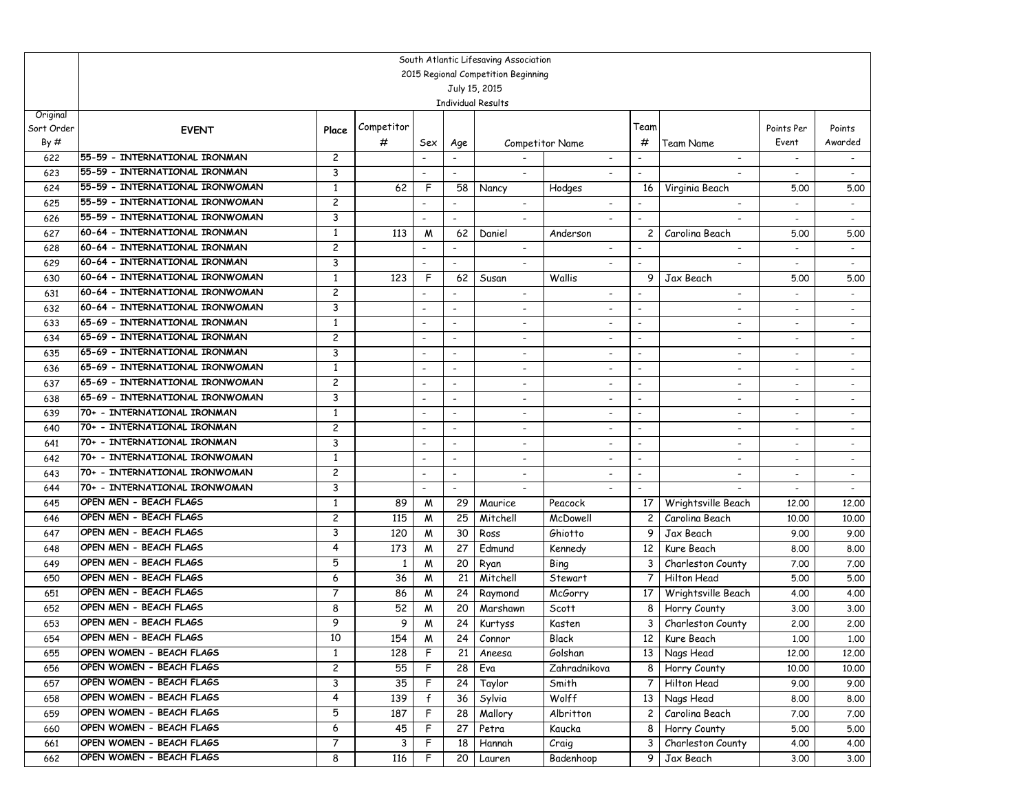| Original Sort Order By # | South Atlantic Lifesaving Association<br>2015 Regional Competition Beginning<br>July 15, 2015<br>Individual Results<br>EVENT | Place | Competitor # | Sex | Age | Competitor Name | | Team # | Team Name | Points Per Event | Points Awarded |
|---|---|---|---|---|---|---|---|---|---|---|---|
| 622 | 55-59 - INTERNATIONAL IRONMAN | 2 | | - | - | - | - | - | - | - | - |
| 623 | 55-59 - INTERNATIONAL IRONMAN | 3 | | - | - | - | - | - | - | - | - |
| 624 | 55-59 - INTERNATIONAL IRONWOMAN | 1 | 62 | F | 58 | Nancy | Hodges | 16 | Virginia Beach | 5.00 | 5.00 |
| 625 | 55-59 - INTERNATIONAL IRONWOMAN | 2 | | - | - | - | - | - | - | - | - |
| 626 | 55-59 - INTERNATIONAL IRONWOMAN | 3 | | - | - | - | - | - | - | - | - |
| 627 | 60-64 - INTERNATIONAL IRONMAN | 1 | 113 | M | 62 | Daniel | Anderson | 2 | Carolina Beach | 5.00 | 5.00 |
| 628 | 60-64 - INTERNATIONAL IRONMAN | 2 | | - | - | - | - | - | - | - | - |
| 629 | 60-64 - INTERNATIONAL IRONMAN | 3 | | - | - | - | - | - | - | - | - |
| 630 | 60-64 - INTERNATIONAL IRONWOMAN | 1 | 123 | F | 62 | Susan | Wallis | 9 | Jax Beach | 5.00 | 5.00 |
| 631 | 60-64 - INTERNATIONAL IRONWOMAN | 2 | | - | - | - | - | - | - | - | - |
| 632 | 60-64 - INTERNATIONAL IRONWOMAN | 3 | | - | - | - | - | - | - | - | - |
| 633 | 65-69 - INTERNATIONAL IRONMAN | 1 | | - | - | - | - | - | - | - | - |
| 634 | 65-69 - INTERNATIONAL IRONMAN | 2 | | - | - | - | - | - | - | - | - |
| 635 | 65-69 - INTERNATIONAL IRONMAN | 3 | | - | - | - | - | - | - | - | - |
| 636 | 65-69 - INTERNATIONAL IRONWOMAN | 1 | | - | - | - | - | - | - | - | - |
| 637 | 65-69 - INTERNATIONAL IRONWOMAN | 2 | | - | - | - | - | - | - | - | - |
| 638 | 65-69 - INTERNATIONAL IRONWOMAN | 3 | | - | - | - | - | - | - | - | - |
| 639 | 70+ - INTERNATIONAL IRONMAN | 1 | | - | - | - | - | - | - | - | - |
| 640 | 70+ - INTERNATIONAL IRONMAN | 2 | | - | - | - | - | - | - | - | - |
| 641 | 70+ - INTERNATIONAL IRONMAN | 3 | | - | - | - | - | - | - | - | - |
| 642 | 70+ - INTERNATIONAL IRONWOMAN | 1 | | - | - | - | - | - | - | - | - |
| 643 | 70+ - INTERNATIONAL IRONWOMAN | 2 | | - | - | - | - | - | - | - | - |
| 644 | 70+ - INTERNATIONAL IRONWOMAN | 3 | | - | - | - | - | - | - | - | - |
| 645 | OPEN MEN - BEACH FLAGS | 1 | 89 | M | 29 | Maurice | Peacock | 17 | Wrightsville Beach | 12.00 | 12.00 |
| 646 | OPEN MEN - BEACH FLAGS | 2 | 115 | M | 25 | Mitchell | McDowell | 2 | Carolina Beach | 10.00 | 10.00 |
| 647 | OPEN MEN - BEACH FLAGS | 3 | 120 | M | 30 | Ross | Ghiotto | 9 | Jax Beach | 9.00 | 9.00 |
| 648 | OPEN MEN - BEACH FLAGS | 4 | 173 | M | 27 | Edmund | Kennedy | 12 | Kure Beach | 8.00 | 8.00 |
| 649 | OPEN MEN - BEACH FLAGS | 5 | 1 | M | 20 | Ryan | Bing | 3 | Charleston County | 7.00 | 7.00 |
| 650 | OPEN MEN - BEACH FLAGS | 6 | 36 | M | 21 | Mitchell | Stewart | 7 | Hilton Head | 5.00 | 5.00 |
| 651 | OPEN MEN - BEACH FLAGS | 7 | 86 | M | 24 | Raymond | McGorry | 17 | Wrightsville Beach | 4.00 | 4.00 |
| 652 | OPEN MEN - BEACH FLAGS | 8 | 52 | M | 20 | Marshawn | Scott | 8 | Horry County | 3.00 | 3.00 |
| 653 | OPEN MEN - BEACH FLAGS | 9 | 9 | M | 24 | Kurtyss | Kasten | 3 | Charleston County | 2.00 | 2.00 |
| 654 | OPEN MEN - BEACH FLAGS | 10 | 154 | M | 24 | Connor | Black | 12 | Kure Beach | 1.00 | 1.00 |
| 655 | OPEN WOMEN - BEACH FLAGS | 1 | 128 | F | 21 | Aneesa | Golshan | 13 | Nags Head | 12.00 | 12.00 |
| 656 | OPEN WOMEN - BEACH FLAGS | 2 | 55 | F | 28 | Eva | Zahradnikova | 8 | Horry County | 10.00 | 10.00 |
| 657 | OPEN WOMEN - BEACH FLAGS | 3 | 35 | F | 24 | Taylor | Smith | 7 | Hilton Head | 9.00 | 9.00 |
| 658 | OPEN WOMEN - BEACH FLAGS | 4 | 139 | f | 36 | Sylvia | Wolff | 13 | Nags Head | 8.00 | 8.00 |
| 659 | OPEN WOMEN - BEACH FLAGS | 5 | 187 | F | 28 | Mallory | Albritton | 2 | Carolina Beach | 7.00 | 7.00 |
| 660 | OPEN WOMEN - BEACH FLAGS | 6 | 45 | F | 27 | Petra | Kaucka | 8 | Horry County | 5.00 | 5.00 |
| 661 | OPEN WOMEN - BEACH FLAGS | 7 | 3 | F | 18 | Hannah | Craig | 3 | Charleston County | 4.00 | 4.00 |
| 662 | OPEN WOMEN - BEACH FLAGS | 8 | 116 | F | 20 | Lauren | Badenhoop | 9 | Jax Beach | 3.00 | 3.00 |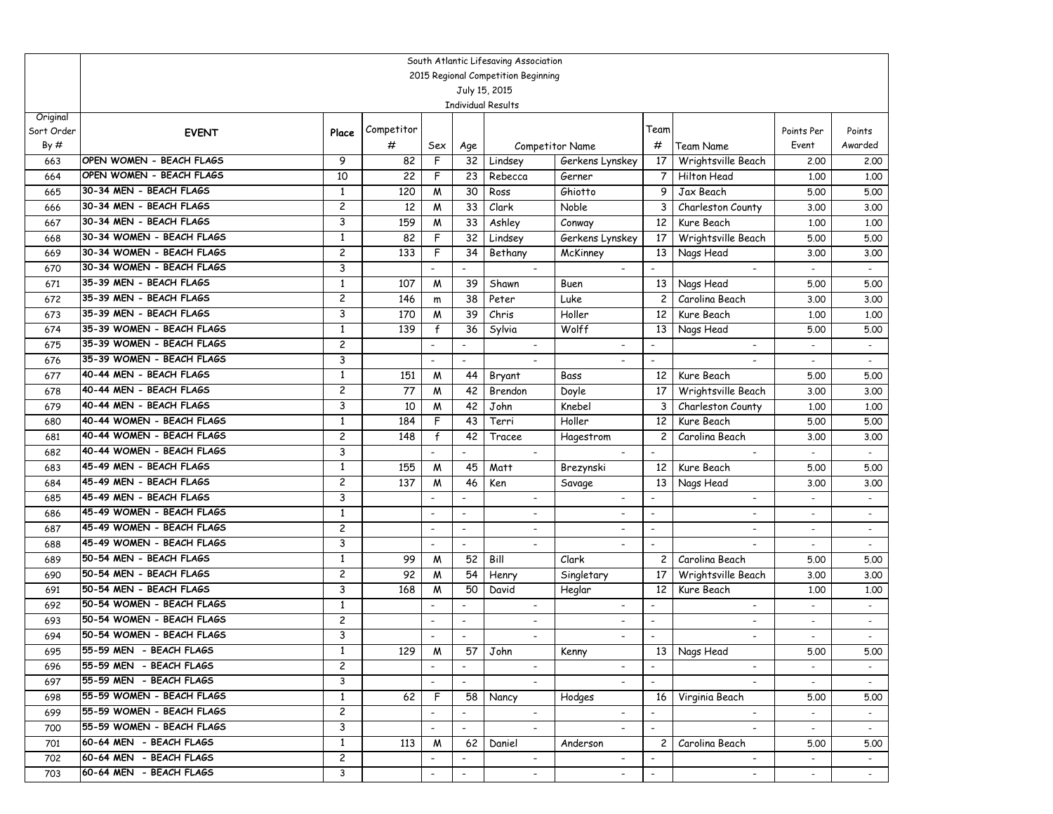| | South Atlantic Lifesaving Association<br>2015 Regional Competition Beginning<br>July 15, 2015<br>Individual Results | | | | | | | | | | | |
|---|---|---|---|---|---|---|---|---|---|---|---|---|
| Original Sort Order By # | EVENT | Place | Competitor # | Sex | Age | Competitor Name | | Team # | Team Name | Points Per Event | Points Awarded |
| 663 | OPEN WOMEN - BEACH FLAGS | 9 | 82 | F | 32 | Lindsey | Gerkens Lynskey | 17 | Wrightsville Beach | 2.00 | 2.00 |
| 664 | OPEN WOMEN - BEACH FLAGS | 10 | 22 | F | 23 | Rebecca | Gerner | 7 | Hilton Head | 1.00 | 1.00 |
| 665 | 30-34 MEN - BEACH FLAGS | 1 | 120 | M | 30 | Ross | Ghiotto | 9 | Jax Beach | 5.00 | 5.00 |
| 666 | 30-34 MEN - BEACH FLAGS | 2 | 12 | M | 33 | Clark | Noble | 3 | Charleston County | 3.00 | 3.00 |
| 667 | 30-34 MEN - BEACH FLAGS | 3 | 159 | M | 33 | Ashley | Conway | 12 | Kure Beach | 1.00 | 1.00 |
| 668 | 30-34 WOMEN - BEACH FLAGS | 1 | 82 | F | 32 | Lindsey | Gerkens Lynskey | 17 | Wrightsville Beach | 5.00 | 5.00 |
| 669 | 30-34 WOMEN - BEACH FLAGS | 2 | 133 | F | 34 | Bethany | McKinney | 13 | Nags Head | 3.00 | 3.00 |
| 670 | 30-34 WOMEN - BEACH FLAGS | 3 | | - | - | - | - | - | - | - | - |
| 671 | 35-39 MEN - BEACH FLAGS | 1 | 107 | M | 39 | Shawn | Buen | 13 | Nags Head | 5.00 | 5.00 |
| 672 | 35-39 MEN - BEACH FLAGS | 2 | 146 | m | 38 | Peter | Luke | 2 | Carolina Beach | 3.00 | 3.00 |
| 673 | 35-39 MEN - BEACH FLAGS | 3 | 170 | M | 39 | Chris | Holler | 12 | Kure Beach | 1.00 | 1.00 |
| 674 | 35-39 WOMEN - BEACH FLAGS | 1 | 139 | f | 36 | Sylvia | Wolff | 13 | Nags Head | 5.00 | 5.00 |
| 675 | 35-39 WOMEN - BEACH FLAGS | 2 | | - | - | - | - | - | - | - | - |
| 676 | 35-39 WOMEN - BEACH FLAGS | 3 | | - | - | - | - | - | - | - | - |
| 677 | 40-44 MEN - BEACH FLAGS | 1 | 151 | M | 44 | Bryant | Bass | 12 | Kure Beach | 5.00 | 5.00 |
| 678 | 40-44 MEN - BEACH FLAGS | 2 | 77 | M | 42 | Brendon | Doyle | 17 | Wrightsville Beach | 3.00 | 3.00 |
| 679 | 40-44 MEN - BEACH FLAGS | 3 | 10 | M | 42 | John | Knebel | 3 | Charleston County | 1.00 | 1.00 |
| 680 | 40-44 WOMEN - BEACH FLAGS | 1 | 184 | F | 43 | Terri | Holler | 12 | Kure Beach | 5.00 | 5.00 |
| 681 | 40-44 WOMEN - BEACH FLAGS | 2 | 148 | f | 42 | Tracee | Hagestrom | 2 | Carolina Beach | 3.00 | 3.00 |
| 682 | 40-44 WOMEN - BEACH FLAGS | 3 | | - | - | - | - | - | - | - | - |
| 683 | 45-49 MEN - BEACH FLAGS | 1 | 155 | M | 45 | Matt | Brezynski | 12 | Kure Beach | 5.00 | 5.00 |
| 684 | 45-49 MEN - BEACH FLAGS | 2 | 137 | M | 46 | Ken | Savage | 13 | Nags Head | 3.00 | 3.00 |
| 685 | 45-49 MEN - BEACH FLAGS | 3 | | - | - | - | - | - | - | - | - |
| 686 | 45-49 WOMEN - BEACH FLAGS | 1 | | - | - | - | - | - | - | - | - |
| 687 | 45-49 WOMEN - BEACH FLAGS | 2 | | - | - | - | - | - | - | - | - |
| 688 | 45-49 WOMEN - BEACH FLAGS | 3 | | - | - | - | - | - | - | - | - |
| 689 | 50-54 MEN - BEACH FLAGS | 1 | 99 | M | 52 | Bill | Clark | 2 | Carolina Beach | 5.00 | 5.00 |
| 690 | 50-54 MEN - BEACH FLAGS | 2 | 92 | M | 54 | Henry | Singletary | 17 | Wrightsville Beach | 3.00 | 3.00 |
| 691 | 50-54 MEN - BEACH FLAGS | 3 | 168 | M | 50 | David | Heglar | 12 | Kure Beach | 1.00 | 1.00 |
| 692 | 50-54 WOMEN - BEACH FLAGS | 1 | | - | - | - | - | - | - | - | - |
| 693 | 50-54 WOMEN - BEACH FLAGS | 2 | | - | - | - | - | - | - | - | - |
| 694 | 50-54 WOMEN - BEACH FLAGS | 3 | | - | - | - | - | - | - | - | - |
| 695 | 55-59 MEN - BEACH FLAGS | 1 | 129 | M | 57 | John | Kenny | 13 | Nags Head | 5.00 | 5.00 |
| 696 | 55-59 MEN - BEACH FLAGS | 2 | | - | - | - | - | - | - | - | - |
| 697 | 55-59 MEN - BEACH FLAGS | 3 | | - | - | - | - | - | - | - | - |
| 698 | 55-59 WOMEN - BEACH FLAGS | 1 | 62 | F | 58 | Nancy | Hodges | 16 | Virginia Beach | 5.00 | 5.00 |
| 699 | 55-59 WOMEN - BEACH FLAGS | 2 | | - | - | - | - | - | - | - | - |
| 700 | 55-59 WOMEN - BEACH FLAGS | 3 | | - | - | - | - | - | - | - | - |
| 701 | 60-64 MEN - BEACH FLAGS | 1 | 113 | M | 62 | Daniel | Anderson | 2 | Carolina Beach | 5.00 | 5.00 |
| 702 | 60-64 MEN - BEACH FLAGS | 2 | | - | - | - | - | - | - | - | - |
| 703 | 60-64 MEN - BEACH FLAGS | 3 | | - | - | - | - | - | - | - | - |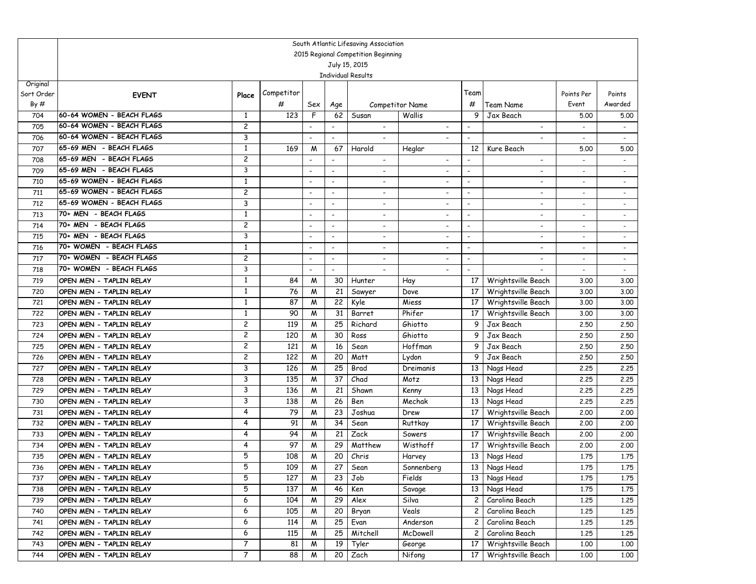South Atlantic Lifesaving Association
2015 Regional Competition Beginning
July 15, 2015
Individual Results

| Original Sort Order By # | EVENT | Place | Competitor # | Sex | Age | Competitor Name | | Team # | Team Name | Points Per Event | Points Awarded |
|---|---|---|---|---|---|---|---|---|---|---|---|
| 704 | 60-64 WOMEN - BEACH FLAGS | 1 | 123 | F | 62 | Susan | Wallis | 9 | Jax Beach | 5.00 | 5.00 |
| 705 | 60-64 WOMEN - BEACH FLAGS | 2 | | - | - | - | - | - | - | - | - |
| 706 | 60-64 WOMEN - BEACH FLAGS | 3 | | - | - | - | - | - | - | - | - |
| 707 | 65-69 MEN - BEACH FLAGS | 1 | 169 | M | 67 | Harold | Heglar | 12 | Kure Beach | 5.00 | 5.00 |
| 708 | 65-69 MEN - BEACH FLAGS | 2 | | - | - | - | - | - | - | - | - |
| 709 | 65-69 MEN - BEACH FLAGS | 3 | | - | - | - | - | - | - | - | - |
| 710 | 65-69 WOMEN - BEACH FLAGS | 1 | | - | - | - | - | - | - | - | - |
| 711 | 65-69 WOMEN - BEACH FLAGS | 2 | | - | - | - | - | - | - | - | - |
| 712 | 65-69 WOMEN - BEACH FLAGS | 3 | | - | - | - | - | - | - | - | - |
| 713 | 70+ MEN - BEACH FLAGS | 1 | | - | - | - | - | - | - | - | - |
| 714 | 70+ MEN - BEACH FLAGS | 2 | | - | - | - | - | - | - | - | - |
| 715 | 70+ MEN - BEACH FLAGS | 3 | | - | - | - | - | - | - | - | - |
| 716 | 70+ WOMEN - BEACH FLAGS | 1 | | - | - | - | - | - | - | - | - |
| 717 | 70+ WOMEN - BEACH FLAGS | 2 | | - | - | - | - | - | - | - | - |
| 718 | 70+ WOMEN - BEACH FLAGS | 3 | | - | - | - | - | - | - | - | - |
| 719 | OPEN MEN - TAPLIN RELAY | 1 | 84 | M | 30 | Hunter | Hay | 17 | Wrightsville Beach | 3.00 | 3.00 |
| 720 | OPEN MEN - TAPLIN RELAY | 1 | 76 | M | 21 | Sawyer | Dove | 17 | Wrightsville Beach | 3.00 | 3.00 |
| 721 | OPEN MEN - TAPLIN RELAY | 1 | 87 | M | 22 | Kyle | Miess | 17 | Wrightsville Beach | 3.00 | 3.00 |
| 722 | OPEN MEN - TAPLIN RELAY | 1 | 90 | M | 31 | Barret | Phifer | 17 | Wrightsville Beach | 3.00 | 3.00 |
| 723 | OPEN MEN - TAPLIN RELAY | 2 | 119 | M | 25 | Richard | Ghiotto | 9 | Jax Beach | 2.50 | 2.50 |
| 724 | OPEN MEN - TAPLIN RELAY | 2 | 120 | M | 30 | Ross | Ghiotto | 9 | Jax Beach | 2.50 | 2.50 |
| 725 | OPEN MEN - TAPLIN RELAY | 2 | 121 | M | 16 | Sean | Hoffman | 9 | Jax Beach | 2.50 | 2.50 |
| 726 | OPEN MEN - TAPLIN RELAY | 2 | 122 | M | 20 | Matt | Lydon | 9 | Jax Beach | 2.50 | 2.50 |
| 727 | OPEN MEN - TAPLIN RELAY | 3 | 126 | M | 25 | Brad | Dreimanis | 13 | Nags Head | 2.25 | 2.25 |
| 728 | OPEN MEN - TAPLIN RELAY | 3 | 135 | M | 37 | Chad | Motz | 13 | Nags Head | 2.25 | 2.25 |
| 729 | OPEN MEN - TAPLIN RELAY | 3 | 136 | M | 21 | Shawn | Kenny | 13 | Nags Head | 2.25 | 2.25 |
| 730 | OPEN MEN - TAPLIN RELAY | 3 | 138 | M | 26 | Ben | Mechak | 13 | Nags Head | 2.25 | 2.25 |
| 731 | OPEN MEN - TAPLIN RELAY | 4 | 79 | M | 23 | Joshua | Drew | 17 | Wrightsville Beach | 2.00 | 2.00 |
| 732 | OPEN MEN - TAPLIN RELAY | 4 | 91 | M | 34 | Sean | Ruttkay | 17 | Wrightsville Beach | 2.00 | 2.00 |
| 733 | OPEN MEN - TAPLIN RELAY | 4 | 94 | M | 21 | Zack | Sowers | 17 | Wrightsville Beach | 2.00 | 2.00 |
| 734 | OPEN MEN - TAPLIN RELAY | 4 | 97 | M | 29 | Matthew | Wisthoff | 17 | Wrightsville Beach | 2.00 | 2.00 |
| 735 | OPEN MEN - TAPLIN RELAY | 5 | 108 | M | 20 | Chris | Harvey | 13 | Nags Head | 1.75 | 1.75 |
| 736 | OPEN MEN - TAPLIN RELAY | 5 | 109 | M | 27 | Sean | Sonnenberg | 13 | Nags Head | 1.75 | 1.75 |
| 737 | OPEN MEN - TAPLIN RELAY | 5 | 127 | M | 23 | Job | Fields | 13 | Nags Head | 1.75 | 1.75 |
| 738 | OPEN MEN - TAPLIN RELAY | 5 | 137 | M | 46 | Ken | Savage | 13 | Nags Head | 1.75 | 1.75 |
| 739 | OPEN MEN - TAPLIN RELAY | 6 | 104 | M | 29 | Alex | Silva | 2 | Carolina Beach | 1.25 | 1.25 |
| 740 | OPEN MEN - TAPLIN RELAY | 6 | 105 | M | 20 | Bryan | Veals | 2 | Carolina Beach | 1.25 | 1.25 |
| 741 | OPEN MEN - TAPLIN RELAY | 6 | 114 | M | 25 | Evan | Anderson | 2 | Carolina Beach | 1.25 | 1.25 |
| 742 | OPEN MEN - TAPLIN RELAY | 6 | 115 | M | 25 | Mitchell | McDowell | 2 | Carolina Beach | 1.25 | 1.25 |
| 743 | OPEN MEN - TAPLIN RELAY | 7 | 81 | M | 19 | Tyler | George | 17 | Wrightsville Beach | 1.00 | 1.00 |
| 744 | OPEN MEN - TAPLIN RELAY | 7 | 88 | M | 20 | Zach | Nifong | 17 | Wrightsville Beach | 1.00 | 1.00 |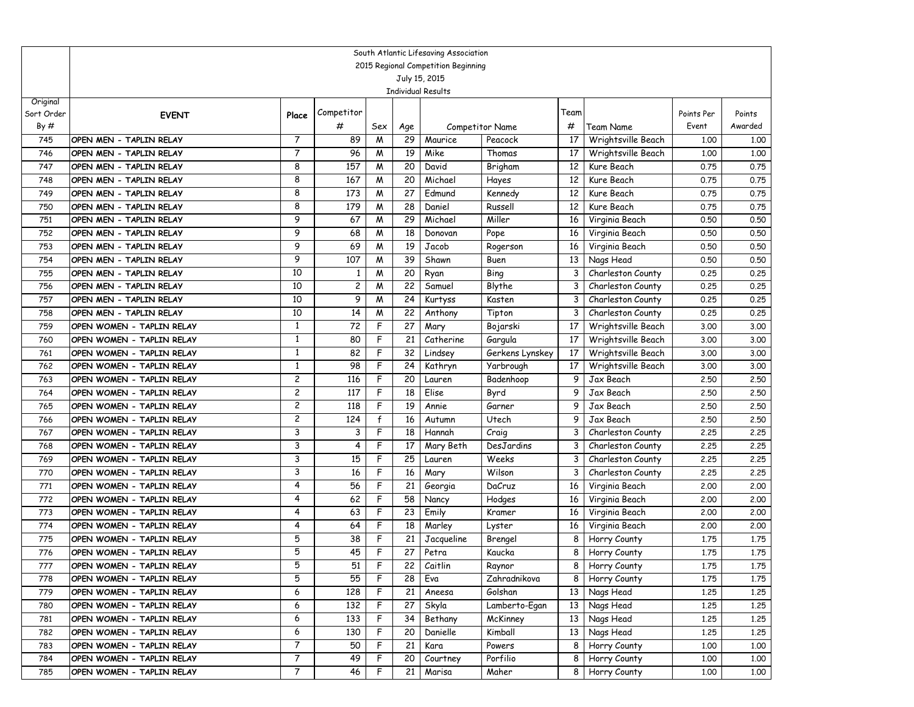South Atlantic Lifesaving Association

2015 Regional Competition Beginning

July 15, 2015

Individual Results

| Original Sort Order By # | EVENT | Place | Competitor # | Sex | Age | Competitor Name | | Team # | Team Name | Points Per Event | Points Awarded |
|---|---|---|---|---|---|---|---|---|---|---|---|
| 745 | OPEN MEN - TAPLIN RELAY | 7 | 89 | M | 29 | Maurice | Peacock | 17 | Wrightsville Beach | 1.00 | 1.00 |
| 746 | OPEN MEN - TAPLIN RELAY | 7 | 96 | M | 19 | Mike | Thomas | 17 | Wrightsville Beach | 1.00 | 1.00 |
| 747 | OPEN MEN - TAPLIN RELAY | 8 | 157 | M | 20 | David | Brigham | 12 | Kure Beach | 0.75 | 0.75 |
| 748 | OPEN MEN - TAPLIN RELAY | 8 | 167 | M | 20 | Michael | Hayes | 12 | Kure Beach | 0.75 | 0.75 |
| 749 | OPEN MEN - TAPLIN RELAY | 8 | 173 | M | 27 | Edmund | Kennedy | 12 | Kure Beach | 0.75 | 0.75 |
| 750 | OPEN MEN - TAPLIN RELAY | 8 | 179 | M | 28 | Daniel | Russell | 12 | Kure Beach | 0.75 | 0.75 |
| 751 | OPEN MEN - TAPLIN RELAY | 9 | 67 | M | 29 | Michael | Miller | 16 | Virginia Beach | 0.50 | 0.50 |
| 752 | OPEN MEN - TAPLIN RELAY | 9 | 68 | M | 18 | Donovan | Pope | 16 | Virginia Beach | 0.50 | 0.50 |
| 753 | OPEN MEN - TAPLIN RELAY | 9 | 69 | M | 19 | Jacob | Rogerson | 16 | Virginia Beach | 0.50 | 0.50 |
| 754 | OPEN MEN - TAPLIN RELAY | 9 | 107 | M | 39 | Shawn | Buen | 13 | Nags Head | 0.50 | 0.50 |
| 755 | OPEN MEN - TAPLIN RELAY | 10 | 1 | M | 20 | Ryan | Bing | 3 | Charleston County | 0.25 | 0.25 |
| 756 | OPEN MEN - TAPLIN RELAY | 10 | 2 | M | 22 | Samuel | Blythe | 3 | Charleston County | 0.25 | 0.25 |
| 757 | OPEN MEN - TAPLIN RELAY | 10 | 9 | M | 24 | Kurtyss | Kasten | 3 | Charleston County | 0.25 | 0.25 |
| 758 | OPEN MEN - TAPLIN RELAY | 10 | 14 | M | 22 | Anthony | Tipton | 3 | Charleston County | 0.25 | 0.25 |
| 759 | OPEN WOMEN - TAPLIN RELAY | 1 | 72 | F | 27 | Mary | Bojarski | 17 | Wrightsville Beach | 3.00 | 3.00 |
| 760 | OPEN WOMEN - TAPLIN RELAY | 1 | 80 | F | 21 | Catherine | Gargula | 17 | Wrightsville Beach | 3.00 | 3.00 |
| 761 | OPEN WOMEN - TAPLIN RELAY | 1 | 82 | F | 32 | Lindsey | Gerkens Lynskey | 17 | Wrightsville Beach | 3.00 | 3.00 |
| 762 | OPEN WOMEN - TAPLIN RELAY | 1 | 98 | F | 24 | Kathryn | Yarbrough | 17 | Wrightsville Beach | 3.00 | 3.00 |
| 763 | OPEN WOMEN - TAPLIN RELAY | 2 | 116 | F | 20 | Lauren | Badenhoop | 9 | Jax Beach | 2.50 | 2.50 |
| 764 | OPEN WOMEN - TAPLIN RELAY | 2 | 117 | F | 18 | Elise | Byrd | 9 | Jax Beach | 2.50 | 2.50 |
| 765 | OPEN WOMEN - TAPLIN RELAY | 2 | 118 | F | 19 | Annie | Garner | 9 | Jax Beach | 2.50 | 2.50 |
| 766 | OPEN WOMEN - TAPLIN RELAY | 2 | 124 | f | 16 | Autumn | Utech | 9 | Jax Beach | 2.50 | 2.50 |
| 767 | OPEN WOMEN - TAPLIN RELAY | 3 | 3 | F | 18 | Hannah | Craig | 3 | Charleston County | 2.25 | 2.25 |
| 768 | OPEN WOMEN - TAPLIN RELAY | 3 | 4 | F | 17 | Mary Beth | DesJardins | 3 | Charleston County | 2.25 | 2.25 |
| 769 | OPEN WOMEN - TAPLIN RELAY | 3 | 15 | F | 25 | Lauren | Weeks | 3 | Charleston County | 2.25 | 2.25 |
| 770 | OPEN WOMEN - TAPLIN RELAY | 3 | 16 | F | 16 | Mary | Wilson | 3 | Charleston County | 2.25 | 2.25 |
| 771 | OPEN WOMEN - TAPLIN RELAY | 4 | 56 | F | 21 | Georgia | DaCruz | 16 | Virginia Beach | 2.00 | 2.00 |
| 772 | OPEN WOMEN - TAPLIN RELAY | 4 | 62 | F | 58 | Nancy | Hodges | 16 | Virginia Beach | 2.00 | 2.00 |
| 773 | OPEN WOMEN - TAPLIN RELAY | 4 | 63 | F | 23 | Emily | Kramer | 16 | Virginia Beach | 2.00 | 2.00 |
| 774 | OPEN WOMEN - TAPLIN RELAY | 4 | 64 | F | 18 | Marley | Lyster | 16 | Virginia Beach | 2.00 | 2.00 |
| 775 | OPEN WOMEN - TAPLIN RELAY | 5 | 38 | F | 21 | Jacqueline | Brengel | 8 | Horry County | 1.75 | 1.75 |
| 776 | OPEN WOMEN - TAPLIN RELAY | 5 | 45 | F | 27 | Petra | Kaucka | 8 | Horry County | 1.75 | 1.75 |
| 777 | OPEN WOMEN - TAPLIN RELAY | 5 | 51 | F | 22 | Caitlin | Raynor | 8 | Horry County | 1.75 | 1.75 |
| 778 | OPEN WOMEN - TAPLIN RELAY | 5 | 55 | F | 28 | Eva | Zahradnikova | 8 | Horry County | 1.75 | 1.75 |
| 779 | OPEN WOMEN - TAPLIN RELAY | 6 | 128 | F | 21 | Aneesa | Golshan | 13 | Nags Head | 1.25 | 1.25 |
| 780 | OPEN WOMEN - TAPLIN RELAY | 6 | 132 | F | 27 | Skyla | Lamberto-Egan | 13 | Nags Head | 1.25 | 1.25 |
| 781 | OPEN WOMEN - TAPLIN RELAY | 6 | 133 | F | 34 | Bethany | McKinney | 13 | Nags Head | 1.25 | 1.25 |
| 782 | OPEN WOMEN - TAPLIN RELAY | 6 | 130 | F | 20 | Danielle | Kimball | 13 | Nags Head | 1.25 | 1.25 |
| 783 | OPEN WOMEN - TAPLIN RELAY | 7 | 50 | F | 21 | Kara | Powers | 8 | Horry County | 1.00 | 1.00 |
| 784 | OPEN WOMEN - TAPLIN RELAY | 7 | 49 | F | 20 | Courtney | Porfilio | 8 | Horry County | 1.00 | 1.00 |
| 785 | OPEN WOMEN - TAPLIN RELAY | 7 | 46 | F | 21 | Marisa | Maher | 8 | Horry County | 1.00 | 1.00 |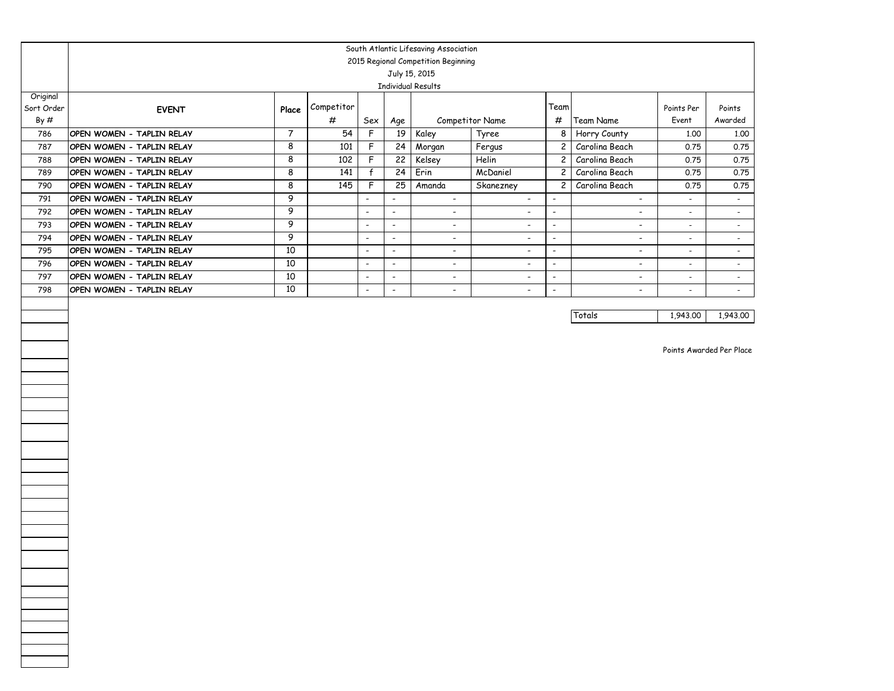South Atlantic Lifesaving Association
2015 Regional Competition Beginning
July 15, 2015
Individual Results

| Original Sort Order By # | EVENT | Place | Competitor # | Sex | Age | Competitor Name | | Team # | Team Name | Points Per Event | Points Awarded |
|---|---|---|---|---|---|---|---|---|---|---|---|
| 786 | **OPEN WOMEN - TAPLIN RELAY** | 7 | 54 | F | 19 | Kaley | Tyree | 8 | Horry County | 1.00 | 1.00 |
| 787 | **OPEN WOMEN - TAPLIN RELAY** | 8 | 101 | F | 24 | Morgan | Fergus | 2 | Carolina Beach | 0.75 | 0.75 |
| 788 | **OPEN WOMEN - TAPLIN RELAY** | 8 | 102 | F | 22 | Kelsey | Helin | 2 | Carolina Beach | 0.75 | 0.75 |
| 789 | **OPEN WOMEN - TAPLIN RELAY** | 8 | 141 | f | 24 | Erin | McDaniel | 2 | Carolina Beach | 0.75 | 0.75 |
| 790 | **OPEN WOMEN - TAPLIN RELAY** | 8 | 145 | F | 25 | Amanda | Skanezney | 2 | Carolina Beach | 0.75 | 0.75 |
| 791 | **OPEN WOMEN - TAPLIN RELAY** | 9 | | - | - | - | - | - | - | - | - |
| 792 | **OPEN WOMEN - TAPLIN RELAY** | 9 | | - | - | - | - | - | - | - | - |
| 793 | **OPEN WOMEN - TAPLIN RELAY** | 9 | | - | - | - | - | - | - | - | - |
| 794 | **OPEN WOMEN - TAPLIN RELAY** | 9 | | - | - | - | - | - | - | - | - |
| 795 | **OPEN WOMEN - TAPLIN RELAY** | 10 | | - | - | - | - | - | - | - | - |
| 796 | **OPEN WOMEN - TAPLIN RELAY** | 10 | | - | - | - | - | - | - | - | - |
| 797 | **OPEN WOMEN - TAPLIN RELAY** | 10 | | - | - | - | - | - | - | - | - |
| 798 | **OPEN WOMEN - TAPLIN RELAY** | 10 | | - | - | - | - | - | - | - | - |
| | | | | | | | | | Totals | 1,943.00 | 1,943.00 |

Points Awarded Per Place